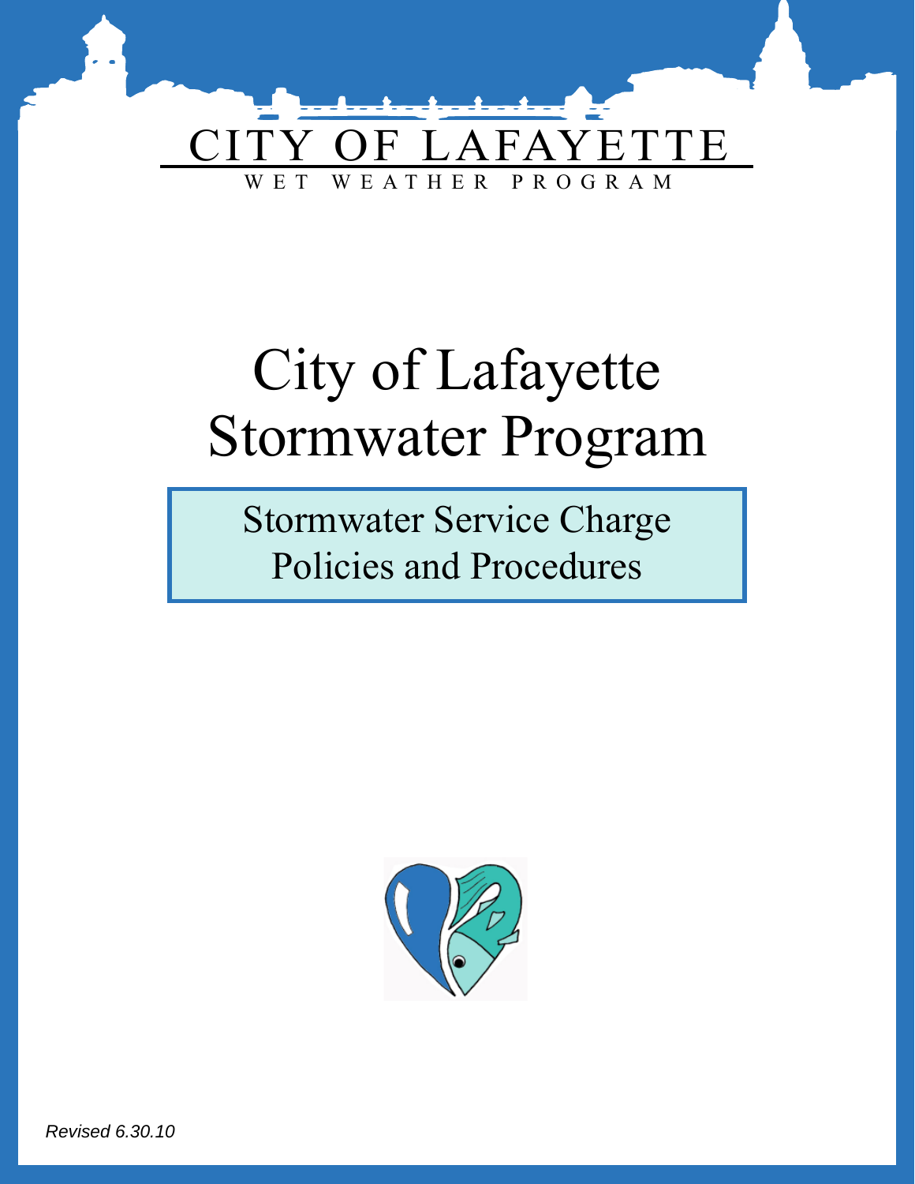CITY OF LAFAYETTE

WET WEATHER PROGRAM

# City of Lafayette Stormwater Program

## Stormwater Service Charge Policies and Procedures

*Revised 6.30.10*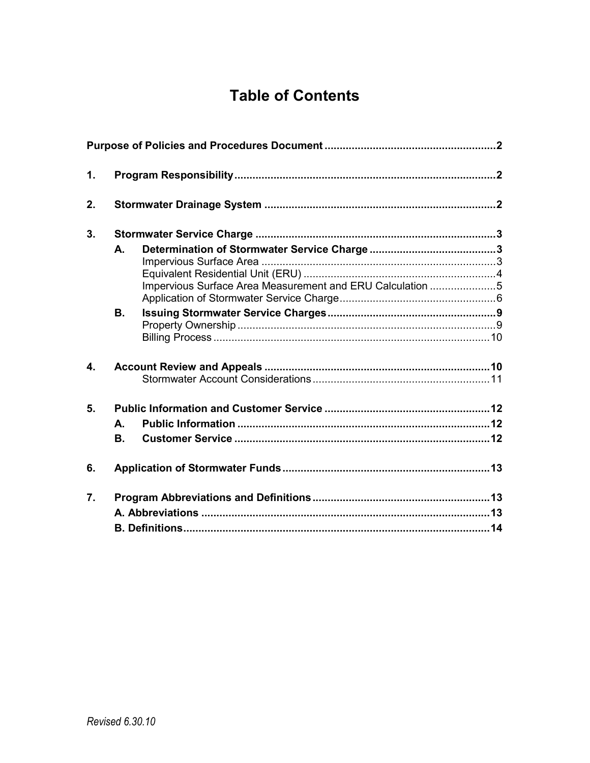# Table of Contents

**Purpose of Policies and Procedures Document** .......... **2**

**1. Program Responsibility** .......... **2**

**2. Stormwater Drainage System** .......... **2**

**3. Stormwater Service Charge** .......... **3**

- **A. Determination of Stormwater Service Charge** .......... **3**
  - Impervious Surface Area .......... 3
  - Equivalent Residential Unit (ERU) .......... 4
  - Impervious Surface Area Measurement and ERU Calculation .......... 5
  - Application of Stormwater Service Charge .......... 6
- **B. Issuing Stormwater Service Charges** .......... **9**
  - Property Ownership .......... 9
  - Billing Process .......... 10

**4. Account Review and Appeals** .......... **10**

- Stormwater Account Considerations .......... 11

**5. Public Information and Customer Service** .......... **12**

- **A. Public Information** .......... **12**
- **B. Customer Service** .......... **12**

**6. Application of Stormwater Funds** .......... **13**

**7. Program Abbreviations and Definitions** .......... **13**

- **A. Abbreviations** .......... **13**
- **B. Definitions** .......... **14**

*Revised 6.30.10*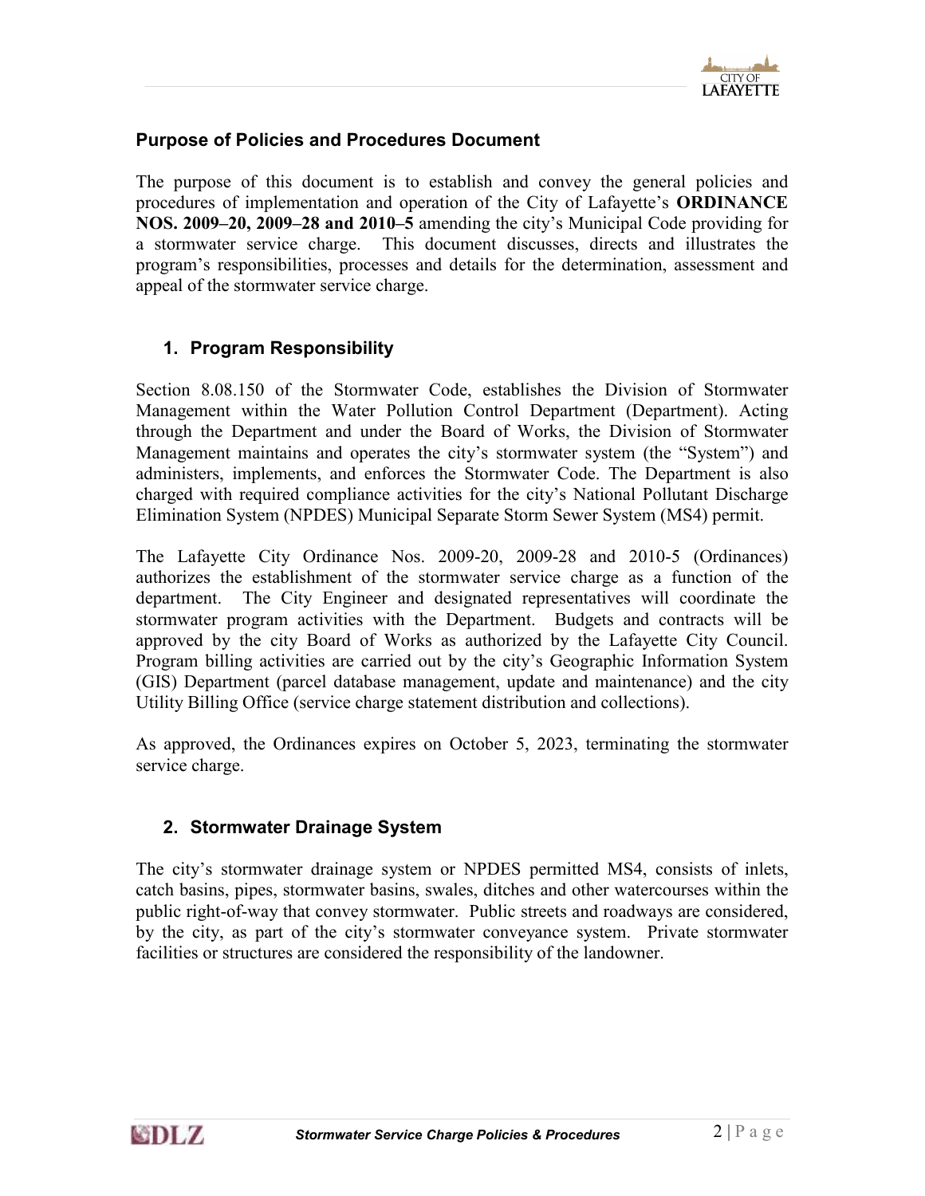### Purpose of Policies and Procedures Document

The purpose of this document is to establish and convey the general policies and procedures of implementation and operation of the City of Lafayette's **ORDINANCE NOS. 2009–20, 2009–28 and 2010–5** amending the city's Municipal Code providing for a stormwater service charge. This document discusses, directs and illustrates the program's responsibilities, processes and details for the determination, assessment and appeal of the stormwater service charge.

### 1. Program Responsibility

Section 8.08.150 of the Stormwater Code, establishes the Division of Stormwater Management within the Water Pollution Control Department (Department). Acting through the Department and under the Board of Works, the Division of Stormwater Management maintains and operates the city's stormwater system (the "System") and administers, implements, and enforces the Stormwater Code. The Department is also charged with required compliance activities for the city's National Pollutant Discharge Elimination System (NPDES) Municipal Separate Storm Sewer System (MS4) permit.

The Lafayette City Ordinance Nos. 2009-20, 2009-28 and 2010-5 (Ordinances) authorizes the establishment of the stormwater service charge as a function of the department. The City Engineer and designated representatives will coordinate the stormwater program activities with the Department. Budgets and contracts will be approved by the city Board of Works as authorized by the Lafayette City Council. Program billing activities are carried out by the city's Geographic Information System (GIS) Department (parcel database management, update and maintenance) and the city Utility Billing Office (service charge statement distribution and collections).

As approved, the Ordinances expires on October 5, 2023, terminating the stormwater service charge.

### 2. Stormwater Drainage System

The city's stormwater drainage system or NPDES permitted MS4, consists of inlets, catch basins, pipes, stormwater basins, swales, ditches and other watercourses within the public right-of-way that convey stormwater. Public streets and roadways are considered, by the city, as part of the city's stormwater conveyance system. Private stormwater facilities or structures are considered the responsibility of the landowner.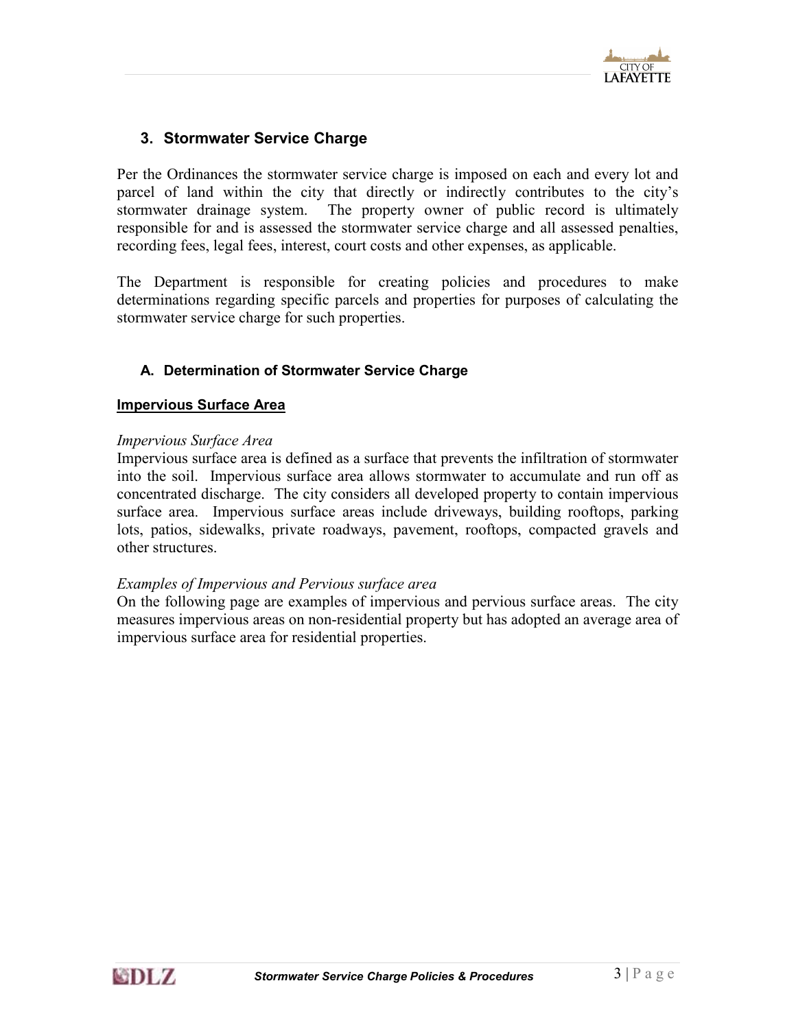## 3. Stormwater Service Charge

Per the Ordinances the stormwater service charge is imposed on each and every lot and parcel of land within the city that directly or indirectly contributes to the city's stormwater drainage system. The property owner of public record is ultimately responsible for and is assessed the stormwater service charge and all assessed penalties, recording fees, legal fees, interest, court costs and other expenses, as applicable.

The Department is responsible for creating policies and procedures to make determinations regarding specific parcels and properties for purposes of calculating the stormwater service charge for such properties.

### A. Determination of Stormwater Service Charge

**Impervious Surface Area**

*Impervious Surface Area*
Impervious surface area is defined as a surface that prevents the infiltration of stormwater into the soil. Impervious surface area allows stormwater to accumulate and run off as concentrated discharge. The city considers all developed property to contain impervious surface area. Impervious surface areas include driveways, building rooftops, parking lots, patios, sidewalks, private roadways, pavement, rooftops, compacted gravels and other structures.

*Examples of Impervious and Pervious surface area*
On the following page are examples of impervious and pervious surface areas. The city measures impervious areas on non-residential property but has adopted an average area of impervious surface area for residential properties.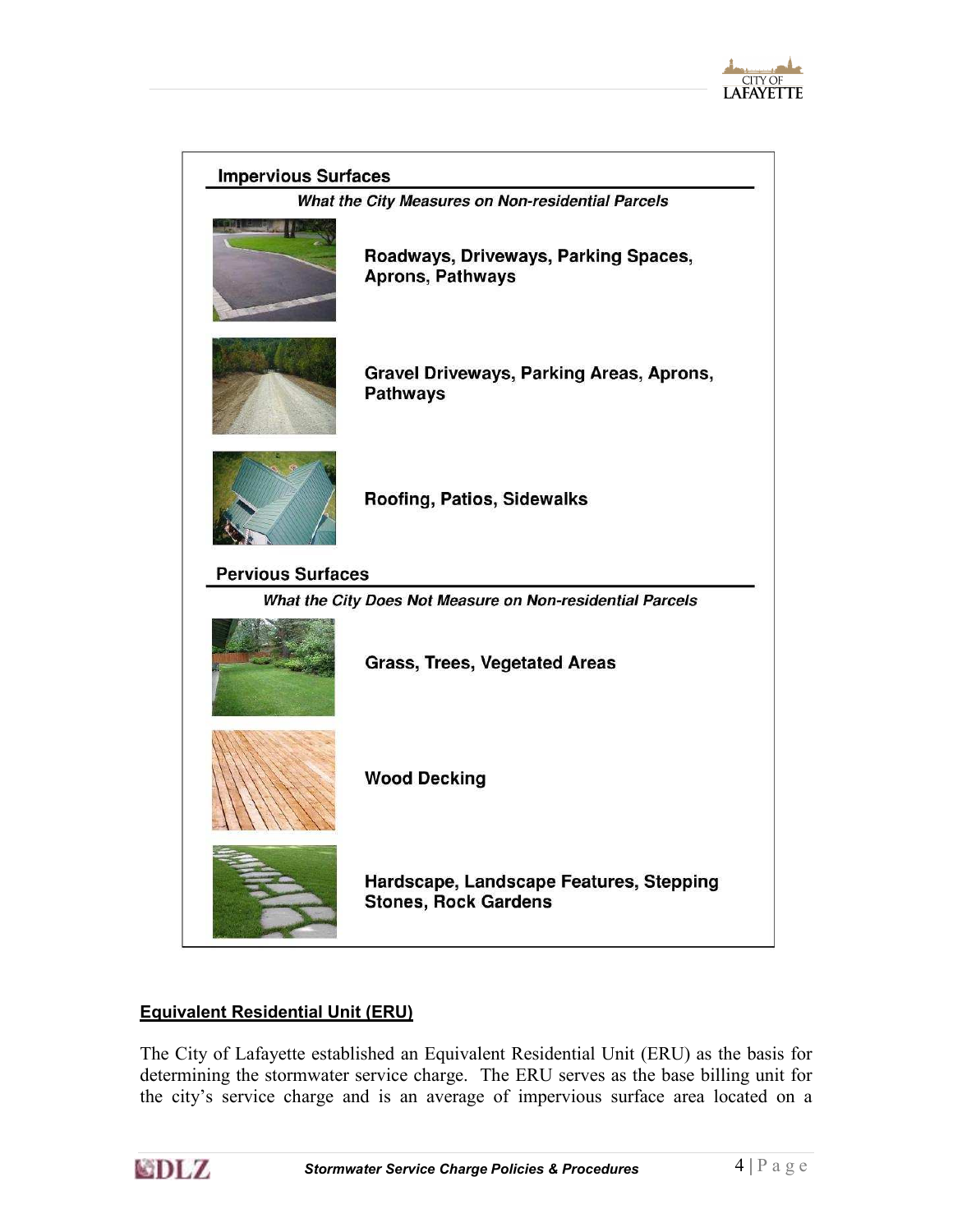### Impervious Surfaces

***What the City Measures on Non-residential Parcels***

**Roadways, Driveways, Parking Spaces, Aprons, Pathways**

**Gravel Driveways, Parking Areas, Aprons, Pathways**

**Roofing, Patios, Sidewalks**

### Pervious Surfaces

***What the City Does Not Measure on Non-residential Parcels***

**Grass, Trees, Vegetated Areas**

**Wood Decking**

**Hardscape, Landscape Features, Stepping Stones, Rock Gardens**

## Equivalent Residential Unit (ERU)

The City of Lafayette established an Equivalent Residential Unit (ERU) as the basis for determining the stormwater service charge. The ERU serves as the base billing unit for the city's service charge and is an average of impervious surface area located on a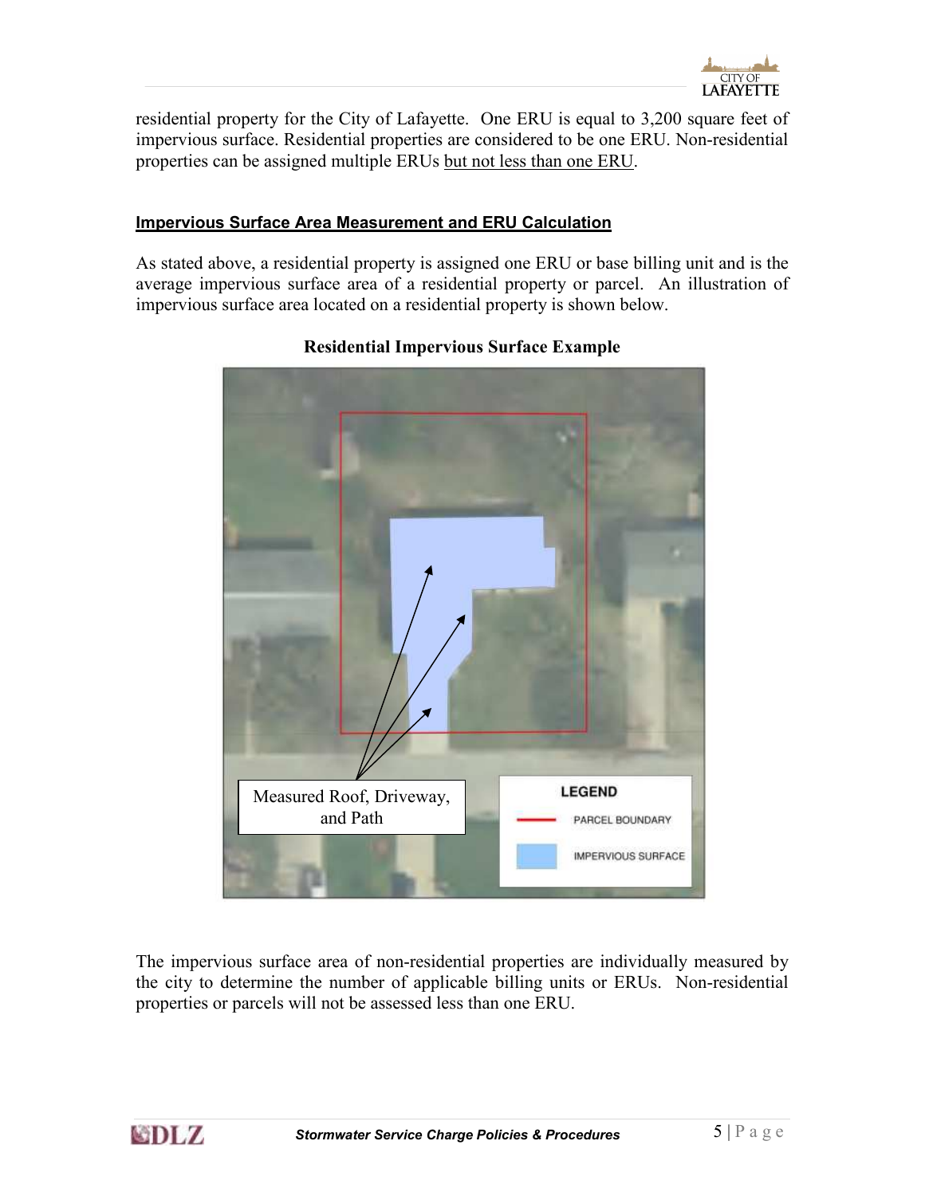residential property for the City of Lafayette. One ERU is equal to 3,200 square feet of impervious surface. Residential properties are considered to be one ERU. Non-residential properties can be assigned multiple ERUs <u>but not less than one ERU</u>.

### Impervious Surface Area Measurement and ERU Calculation

As stated above, a residential property is assigned one ERU or base billing unit and is the average impervious surface area of a residential property or parcel. An illustration of impervious surface area located on a residential property is shown below.

**Residential Impervious Surface Example**

The impervious surface area of non-residential properties are individually measured by the city to determine the number of applicable billing units or ERUs. Non-residential properties or parcels will not be assessed less than one ERU.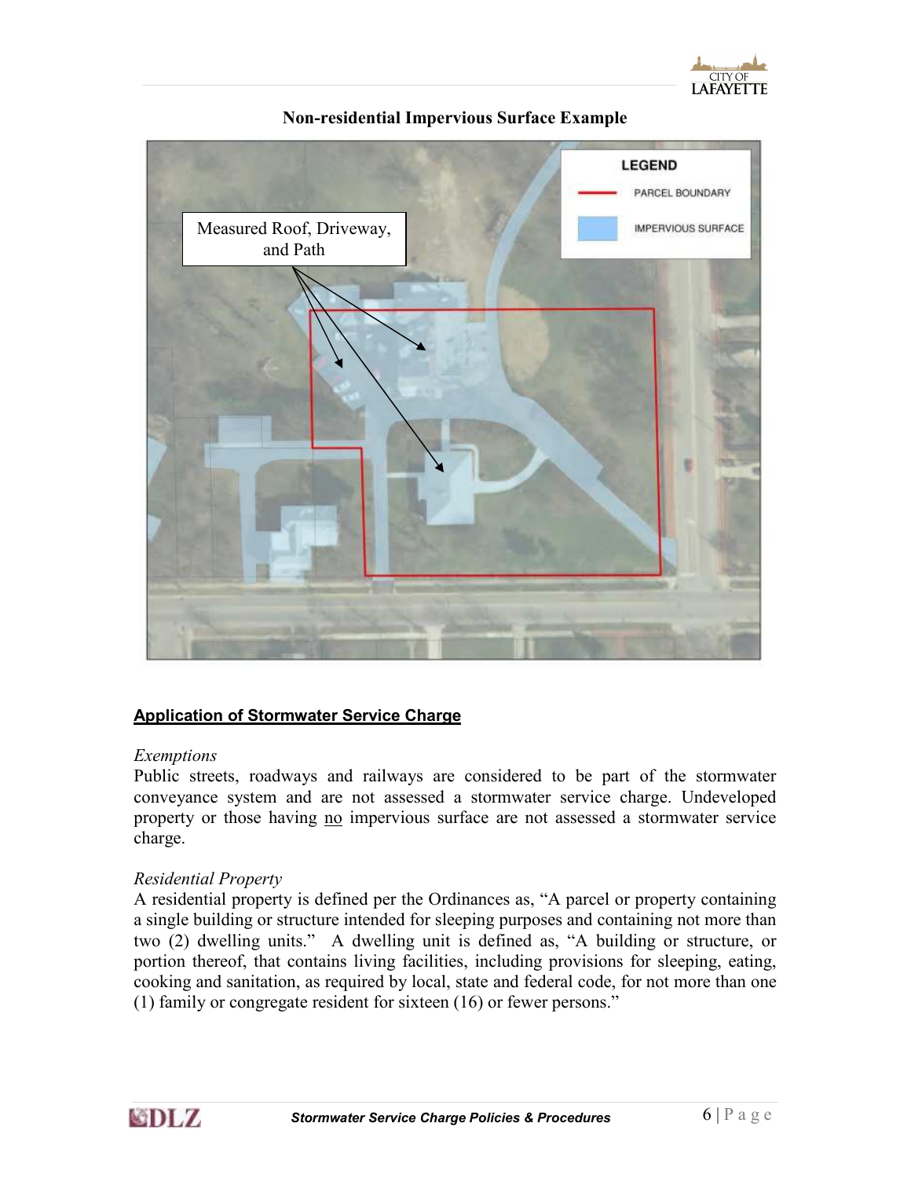**Non-residential Impervious Surface Example**

Measured Roof, Driveway, and Path

LEGEND

PARCEL BOUNDARY

IMPERVIOUS SURFACE

## Application of Stormwater Service Charge

*Exemptions*

Public streets, roadways and railways are considered to be part of the stormwater conveyance system and are not assessed a stormwater service charge. Undeveloped property or those having no impervious surface are not assessed a stormwater service charge.

*Residential Property*

A residential property is defined per the Ordinances as, "A parcel or property containing a single building or structure intended for sleeping purposes and containing not more than two (2) dwelling units." A dwelling unit is defined as, "A building or structure, or portion thereof, that contains living facilities, including provisions for sleeping, eating, cooking and sanitation, as required by local, state and federal code, for not more than one (1) family or congregate resident for sixteen (16) or fewer persons."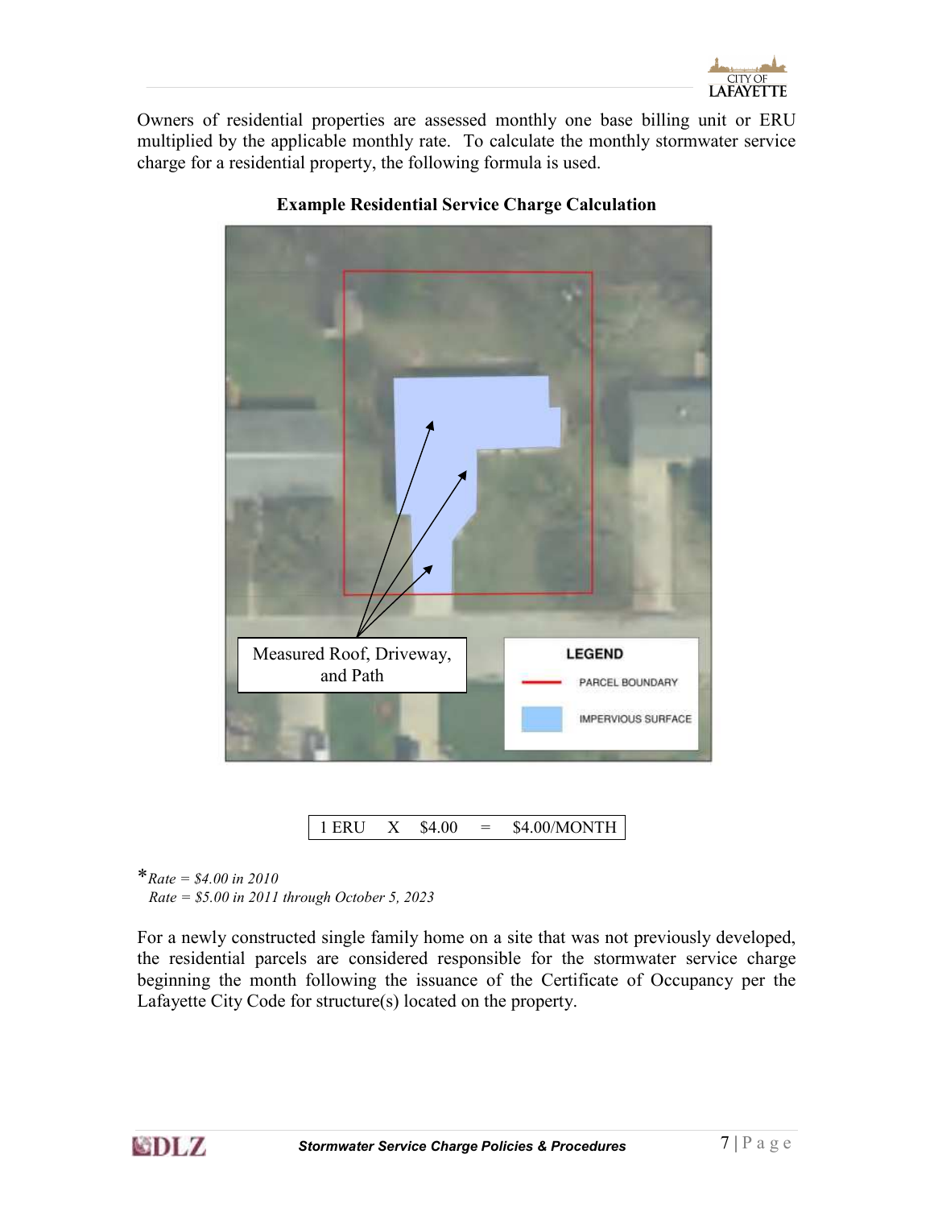Owners of residential properties are assessed monthly one base billing unit or ERU multiplied by the applicable monthly rate. To calculate the monthly stormwater service charge for a residential property, the following formula is used.

**Example Residential Service Charge Calculation**

Measured Roof, Driveway, and Path

LEGEND

PARCEL BOUNDARY

IMPERVIOUS SURFACE

| 1 ERU | X | $4.00 | = | $4.00/MONTH |
|---|---|---|---|---|

\**Rate = $4.00 in 2010*
*Rate = $5.00 in 2011 through October 5, 2023*

For a newly constructed single family home on a site that was not previously developed, the residential parcels are considered responsible for the stormwater service charge beginning the month following the issuance of the Certificate of Occupancy per the Lafayette City Code for structure(s) located on the property.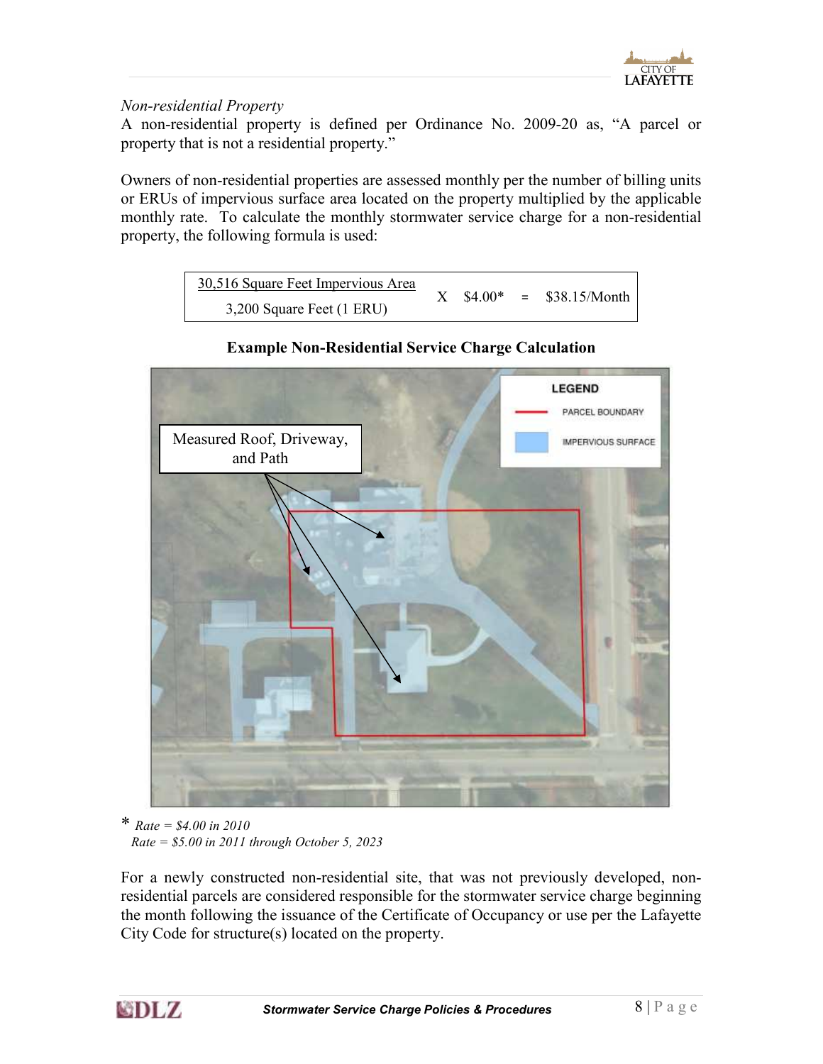*Non-residential Property*

A non-residential property is defined per Ordinance No. 2009-20 as, "A parcel or property that is not a residential property."

Owners of non-residential properties are assessed monthly per the number of billing units or ERUs of impervious surface area located on the property multiplied by the applicable monthly rate. To calculate the monthly stormwater service charge for a non-residential property, the following formula is used:

$$\frac{\text{30,516 Square Feet Impervious Area}}{\text{3,200 Square Feet (1 ERU)}} \times \$4.00^{*} = \$38.15\text{/Month}$$

**Example Non-Residential Service Charge Calculation**

\* *Rate = $4.00 in 2010*
*Rate = $5.00 in 2011 through October 5, 2023*

For a newly constructed non-residential site, that was not previously developed, non-residential parcels are considered responsible for the stormwater service charge beginning the month following the issuance of the Certificate of Occupancy or use per the Lafayette City Code for structure(s) located on the property.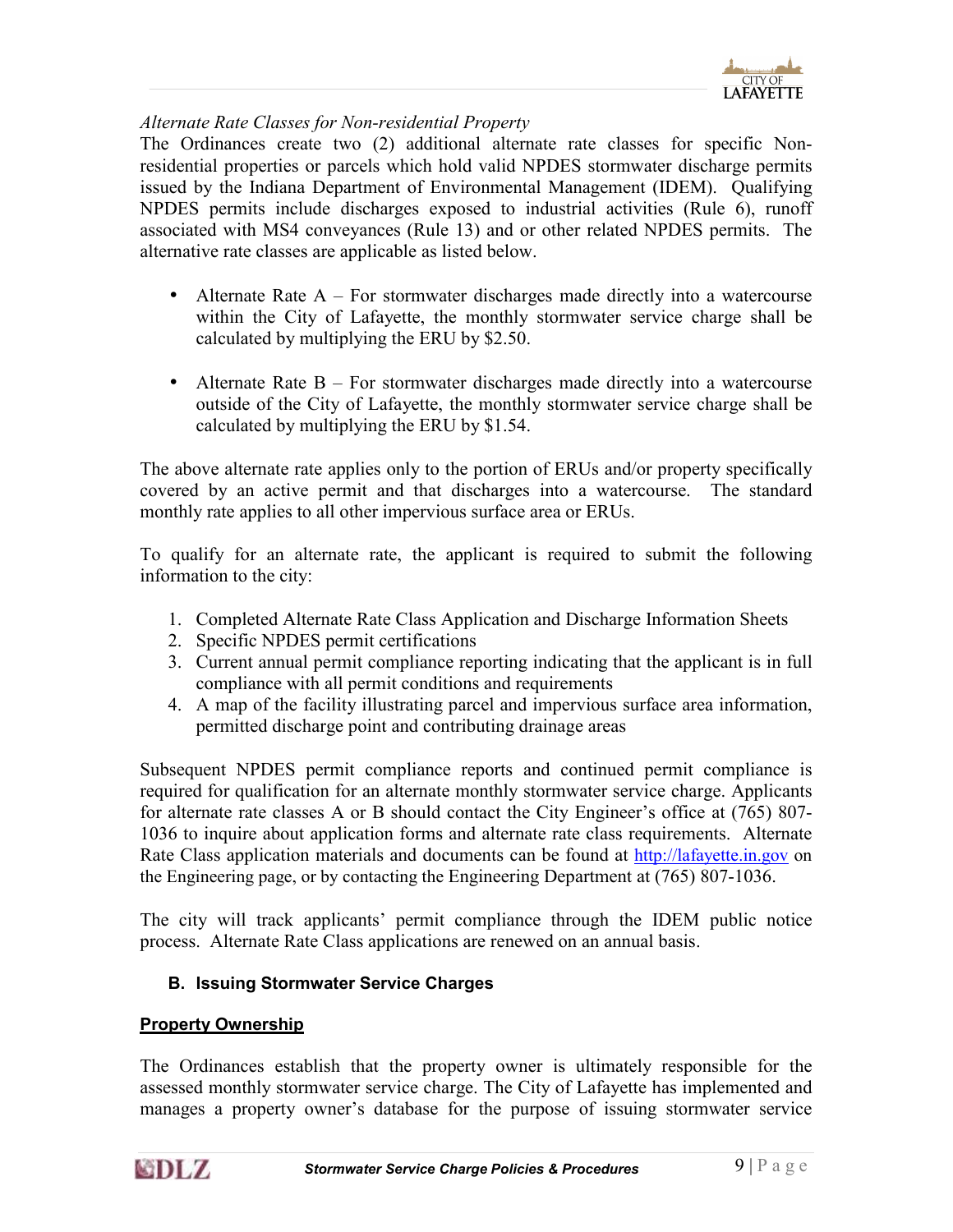*Alternate Rate Classes for Non-residential Property*

The Ordinances create two (2) additional alternate rate classes for specific Non-residential properties or parcels which hold valid NPDES stormwater discharge permits issued by the Indiana Department of Environmental Management (IDEM). Qualifying NPDES permits include discharges exposed to industrial activities (Rule 6), runoff associated with MS4 conveyances (Rule 13) and or other related NPDES permits. The alternative rate classes are applicable as listed below.

- Alternate Rate A – For stormwater discharges made directly into a watercourse within the City of Lafayette, the monthly stormwater service charge shall be calculated by multiplying the ERU by $2.50.
- Alternate Rate B – For stormwater discharges made directly into a watercourse outside of the City of Lafayette, the monthly stormwater service charge shall be calculated by multiplying the ERU by $1.54.

The above alternate rate applies only to the portion of ERUs and/or property specifically covered by an active permit and that discharges into a watercourse. The standard monthly rate applies to all other impervious surface area or ERUs.

To qualify for an alternate rate, the applicant is required to submit the following information to the city:

1. Completed Alternate Rate Class Application and Discharge Information Sheets
2. Specific NPDES permit certifications
3. Current annual permit compliance reporting indicating that the applicant is in full compliance with all permit conditions and requirements
4. A map of the facility illustrating parcel and impervious surface area information, permitted discharge point and contributing drainage areas

Subsequent NPDES permit compliance reports and continued permit compliance is required for qualification for an alternate monthly stormwater service charge. Applicants for alternate rate classes A or B should contact the City Engineer's office at (765) 807-1036 to inquire about application forms and alternate rate class requirements. Alternate Rate Class application materials and documents can be found at http://lafayette.in.gov on the Engineering page, or by contacting the Engineering Department at (765) 807-1036.

The city will track applicants' permit compliance through the IDEM public notice process. Alternate Rate Class applications are renewed on an annual basis.

## B. Issuing Stormwater Service Charges

**Property Ownership**

The Ordinances establish that the property owner is ultimately responsible for the assessed monthly stormwater service charge. The City of Lafayette has implemented and manages a property owner's database for the purpose of issuing stormwater service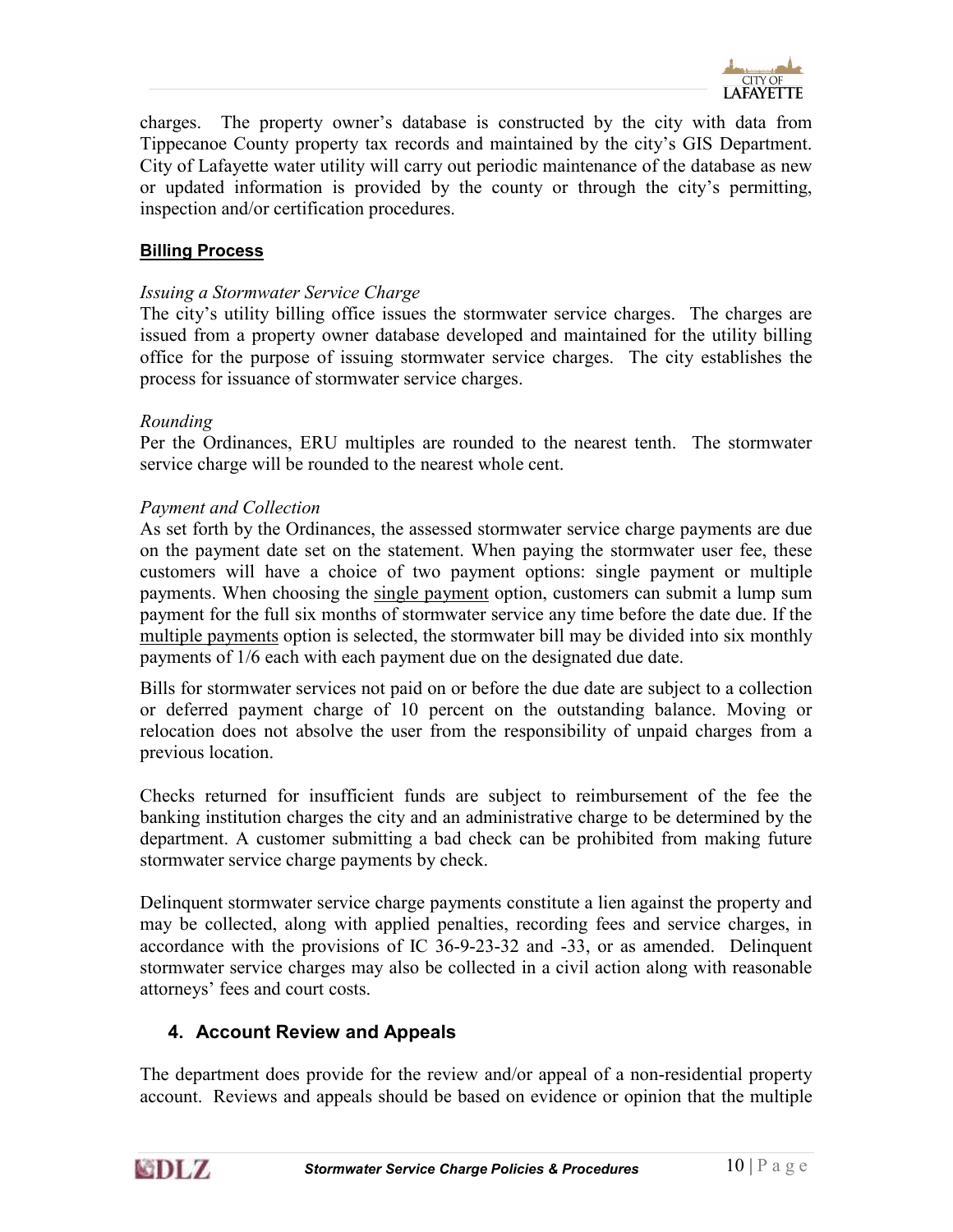charges. The property owner's database is constructed by the city with data from Tippecanoe County property tax records and maintained by the city's GIS Department. City of Lafayette water utility will carry out periodic maintenance of the database as new or updated information is provided by the county or through the city's permitting, inspection and/or certification procedures.

### Billing Process

*Issuing a Stormwater Service Charge*

The city's utility billing office issues the stormwater service charges. The charges are issued from a property owner database developed and maintained for the utility billing office for the purpose of issuing stormwater service charges. The city establishes the process for issuance of stormwater service charges.

*Rounding*

Per the Ordinances, ERU multiples are rounded to the nearest tenth. The stormwater service charge will be rounded to the nearest whole cent.

*Payment and Collection*

As set forth by the Ordinances, the assessed stormwater service charge payments are due on the payment date set on the statement. When paying the stormwater user fee, these customers will have a choice of two payment options: single payment or multiple payments. When choosing the single payment option, customers can submit a lump sum payment for the full six months of stormwater service any time before the date due. If the multiple payments option is selected, the stormwater bill may be divided into six monthly payments of 1/6 each with each payment due on the designated due date.

Bills for stormwater services not paid on or before the due date are subject to a collection or deferred payment charge of 10 percent on the outstanding balance. Moving or relocation does not absolve the user from the responsibility of unpaid charges from a previous location.

Checks returned for insufficient funds are subject to reimbursement of the fee the banking institution charges the city and an administrative charge to be determined by the department. A customer submitting a bad check can be prohibited from making future stormwater service charge payments by check.

Delinquent stormwater service charge payments constitute a lien against the property and may be collected, along with applied penalties, recording fees and service charges, in accordance with the provisions of IC 36-9-23-32 and -33, or as amended. Delinquent stormwater service charges may also be collected in a civil action along with reasonable attorneys' fees and court costs.

## 4. Account Review and Appeals

The department does provide for the review and/or appeal of a non-residential property account. Reviews and appeals should be based on evidence or opinion that the multiple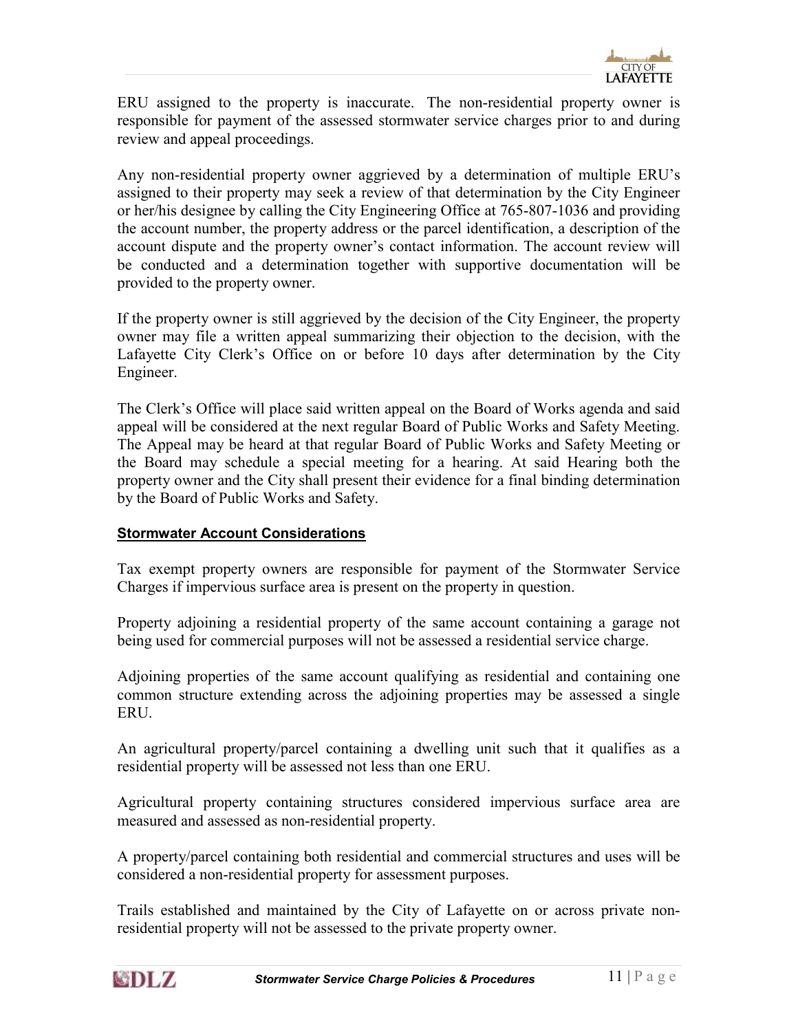ERU assigned to the property is inaccurate. The non-residential property owner is responsible for payment of the assessed stormwater service charges prior to and during review and appeal proceedings.

Any non-residential property owner aggrieved by a determination of multiple ERU's assigned to their property may seek a review of that determination by the City Engineer or her/his designee by calling the City Engineering Office at 765-807-1036 and providing the account number, the property address or the parcel identification, a description of the account dispute and the property owner's contact information. The account review will be conducted and a determination together with supportive documentation will be provided to the property owner.

If the property owner is still aggrieved by the decision of the City Engineer, the property owner may file a written appeal summarizing their objection to the decision, with the Lafayette City Clerk's Office on or before 10 days after determination by the City Engineer.

The Clerk's Office will place said written appeal on the Board of Works agenda and said appeal will be considered at the next regular Board of Public Works and Safety Meeting. The Appeal may be heard at that regular Board of Public Works and Safety Meeting or the Board may schedule a special meeting for a hearing. At said Hearing both the property owner and the City shall present their evidence for a final binding determination by the Board of Public Works and Safety.

## Stormwater Account Considerations

Tax exempt property owners are responsible for payment of the Stormwater Service Charges if impervious surface area is present on the property in question.

Property adjoining a residential property of the same account containing a garage not being used for commercial purposes will not be assessed a residential service charge.

Adjoining properties of the same account qualifying as residential and containing one common structure extending across the adjoining properties may be assessed a single ERU.

An agricultural property/parcel containing a dwelling unit such that it qualifies as a residential property will be assessed not less than one ERU.

Agricultural property containing structures considered impervious surface area are measured and assessed as non-residential property.

A property/parcel containing both residential and commercial structures and uses will be considered a non-residential property for assessment purposes.

Trails established and maintained by the City of Lafayette on or across private non-residential property will not be assessed to the private property owner.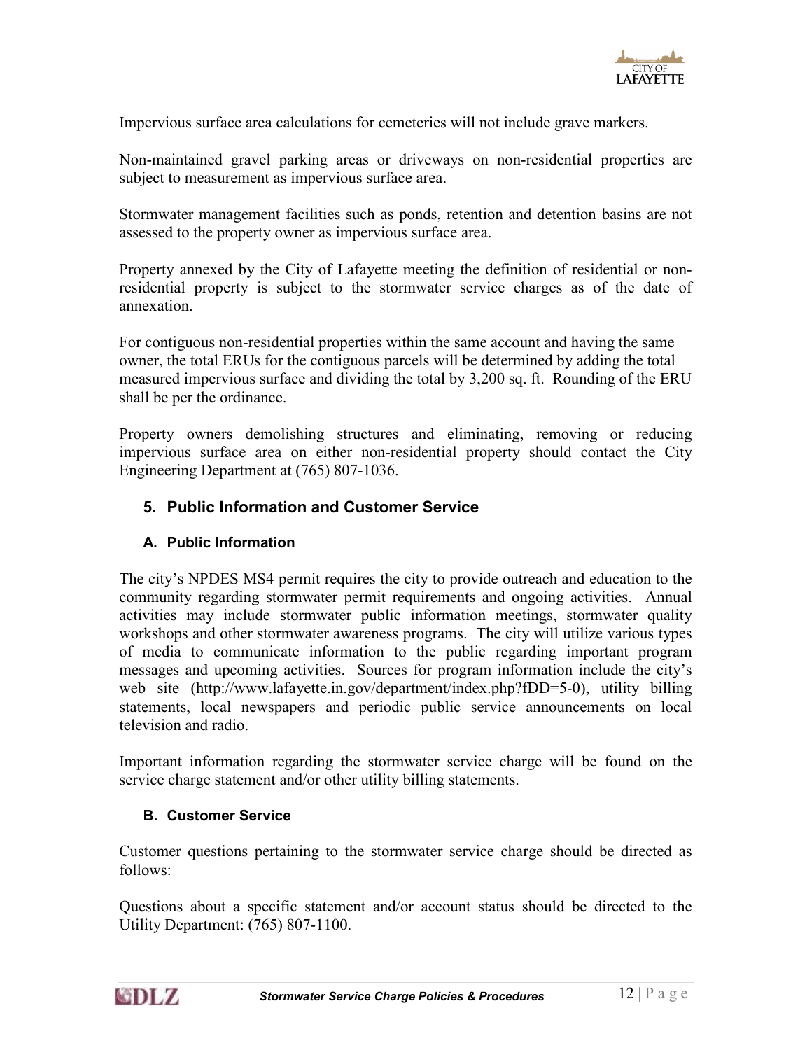Impervious surface area calculations for cemeteries will not include grave markers.

Non-maintained gravel parking areas or driveways on non-residential properties are subject to measurement as impervious surface area.

Stormwater management facilities such as ponds, retention and detention basins are not assessed to the property owner as impervious surface area.

Property annexed by the City of Lafayette meeting the definition of residential or non-residential property is subject to the stormwater service charges as of the date of annexation.

For contiguous non-residential properties within the same account and having the same owner, the total ERUs for the contiguous parcels will be determined by adding the total measured impervious surface and dividing the total by 3,200 sq. ft. Rounding of the ERU shall be per the ordinance.

Property owners demolishing structures and eliminating, removing or reducing impervious surface area on either non-residential property should contact the City Engineering Department at (765) 807-1036.

## 5. Public Information and Customer Service

### A. Public Information

The city's NPDES MS4 permit requires the city to provide outreach and education to the community regarding stormwater permit requirements and ongoing activities. Annual activities may include stormwater public information meetings, stormwater quality workshops and other stormwater awareness programs. The city will utilize various types of media to communicate information to the public regarding important program messages and upcoming activities. Sources for program information include the city's web site (http://www.lafayette.in.gov/department/index.php?fDD=5-0), utility billing statements, local newspapers and periodic public service announcements on local television and radio.

Important information regarding the stormwater service charge will be found on the service charge statement and/or other utility billing statements.

### B. Customer Service

Customer questions pertaining to the stormwater service charge should be directed as follows:

Questions about a specific statement and/or account status should be directed to the Utility Department: (765) 807-1100.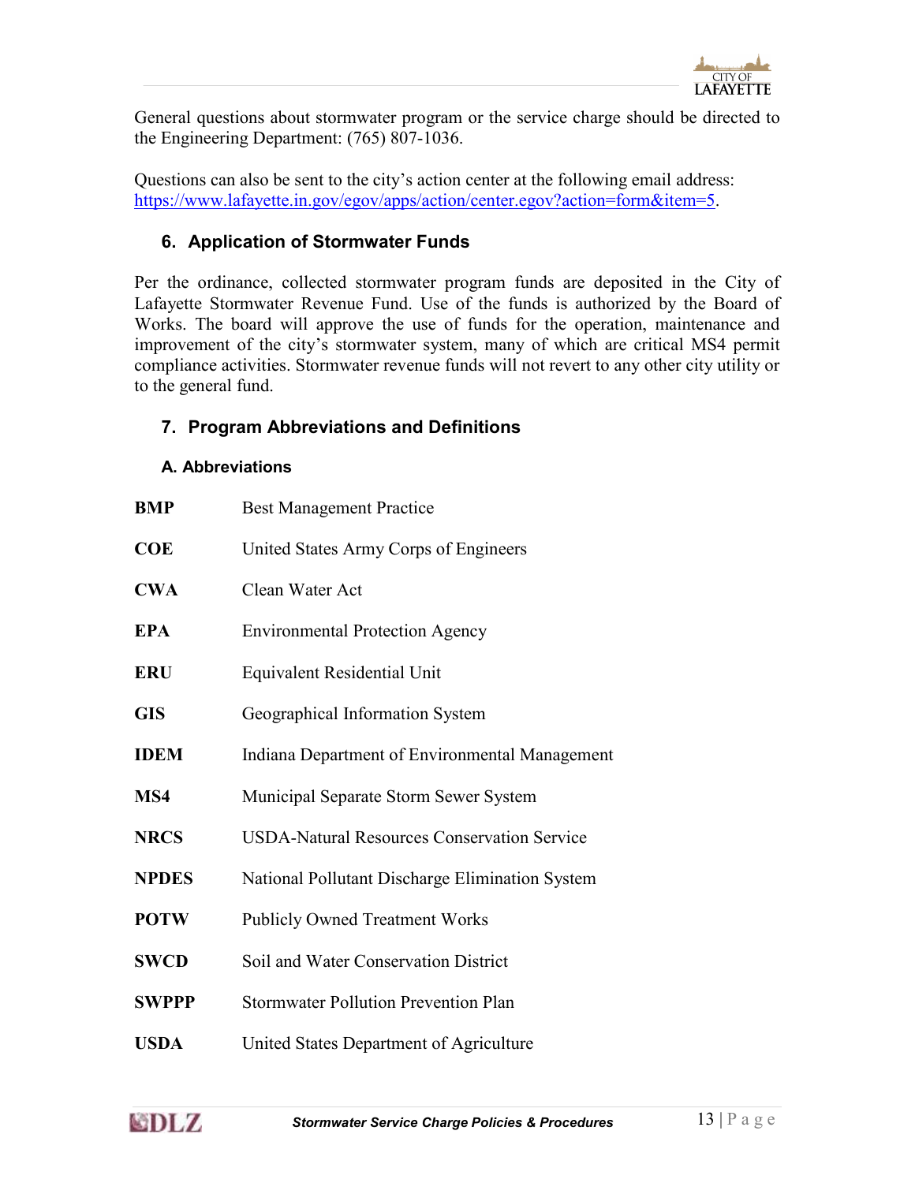General questions about stormwater program or the service charge should be directed to the Engineering Department: (765) 807-1036.

Questions can also be sent to the city's action center at the following email address: https://www.lafayette.in.gov/egov/apps/action/center.egov?action=form&item=5.

## 6. Application of Stormwater Funds

Per the ordinance, collected stormwater program funds are deposited in the City of Lafayette Stormwater Revenue Fund. Use of the funds is authorized by the Board of Works. The board will approve the use of funds for the operation, maintenance and improvement of the city's stormwater system, many of which are critical MS4 permit compliance activities. Stormwater revenue funds will not revert to any other city utility or to the general fund.

## 7. Program Abbreviations and Definitions

### A. Abbreviations

| | |
|---|---|
| **BMP** | Best Management Practice |
| **COE** | United States Army Corps of Engineers |
| **CWA** | Clean Water Act |
| **EPA** | Environmental Protection Agency |
| **ERU** | Equivalent Residential Unit |
| **GIS** | Geographical Information System |
| **IDEM** | Indiana Department of Environmental Management |
| **MS4** | Municipal Separate Storm Sewer System |
| **NRCS** | USDA-Natural Resources Conservation Service |
| **NPDES** | National Pollutant Discharge Elimination System |
| **POTW** | Publicly Owned Treatment Works |
| **SWCD** | Soil and Water Conservation District |
| **SWPPP** | Stormwater Pollution Prevention Plan |
| **USDA** | United States Department of Agriculture |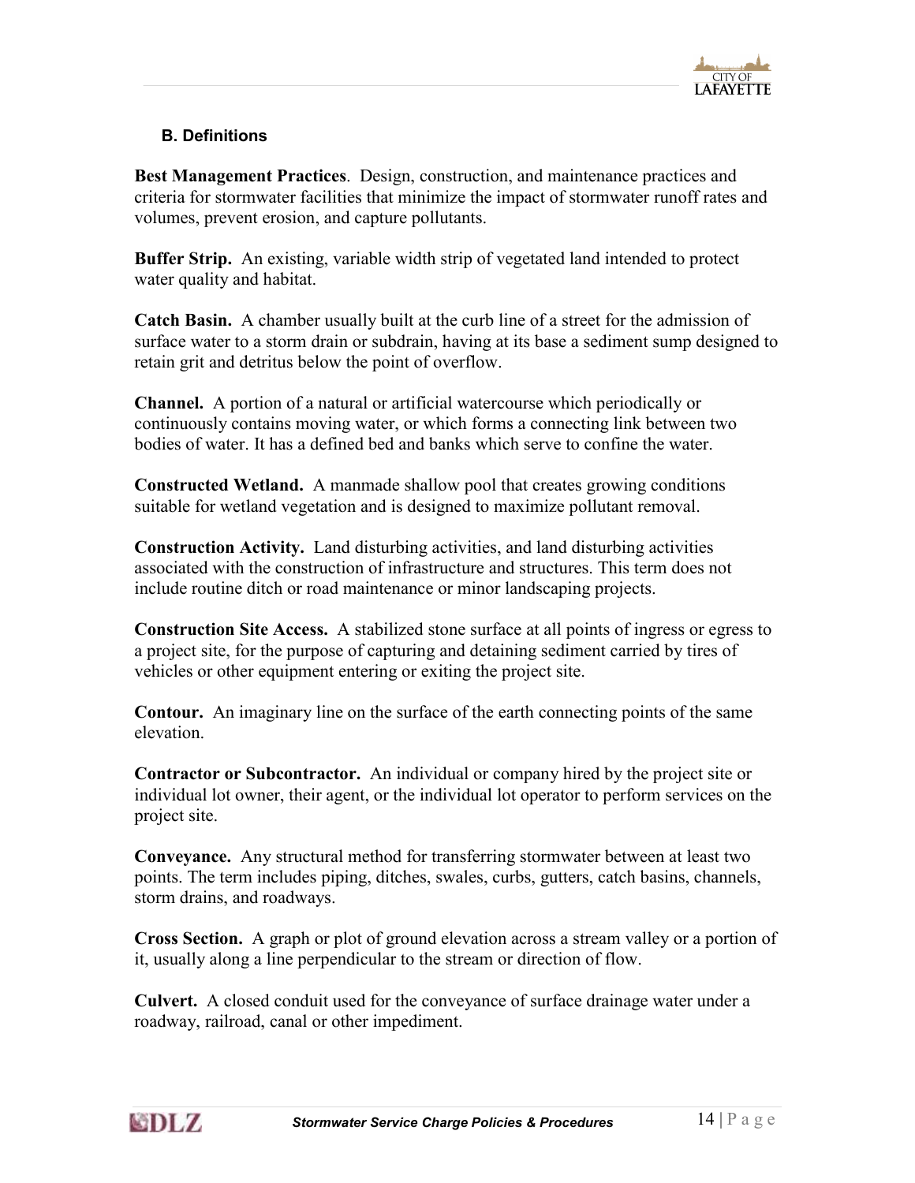### B. Definitions

**Best Management Practices**. Design, construction, and maintenance practices and criteria for stormwater facilities that minimize the impact of stormwater runoff rates and volumes, prevent erosion, and capture pollutants.

**Buffer Strip.** An existing, variable width strip of vegetated land intended to protect water quality and habitat.

**Catch Basin.** A chamber usually built at the curb line of a street for the admission of surface water to a storm drain or subdrain, having at its base a sediment sump designed to retain grit and detritus below the point of overflow.

**Channel.** A portion of a natural or artificial watercourse which periodically or continuously contains moving water, or which forms a connecting link between two bodies of water. It has a defined bed and banks which serve to confine the water.

**Constructed Wetland.** A manmade shallow pool that creates growing conditions suitable for wetland vegetation and is designed to maximize pollutant removal.

**Construction Activity.** Land disturbing activities, and land disturbing activities associated with the construction of infrastructure and structures. This term does not include routine ditch or road maintenance or minor landscaping projects.

**Construction Site Access.** A stabilized stone surface at all points of ingress or egress to a project site, for the purpose of capturing and detaining sediment carried by tires of vehicles or other equipment entering or exiting the project site.

**Contour.** An imaginary line on the surface of the earth connecting points of the same elevation.

**Contractor or Subcontractor.** An individual or company hired by the project site or individual lot owner, their agent, or the individual lot operator to perform services on the project site.

**Conveyance.** Any structural method for transferring stormwater between at least two points. The term includes piping, ditches, swales, curbs, gutters, catch basins, channels, storm drains, and roadways.

**Cross Section.** A graph or plot of ground elevation across a stream valley or a portion of it, usually along a line perpendicular to the stream or direction of flow.

**Culvert.** A closed conduit used for the conveyance of surface drainage water under a roadway, railroad, canal or other impediment.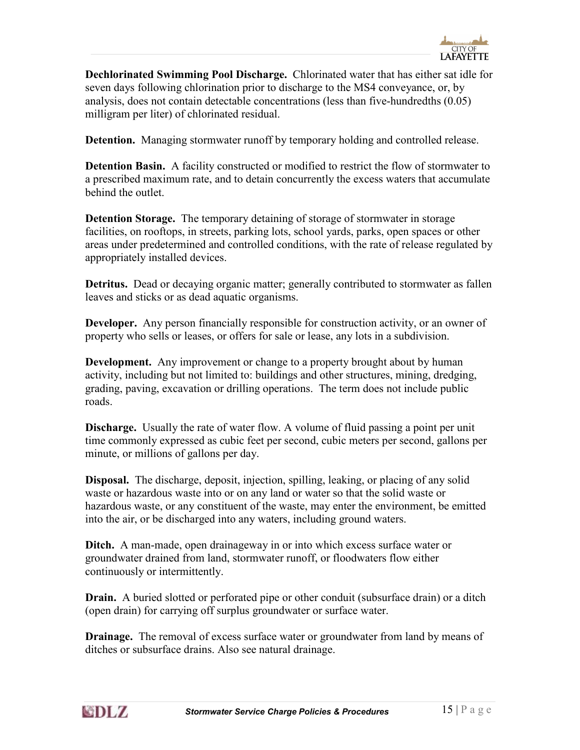**Dechlorinated Swimming Pool Discharge.** Chlorinated water that has either sat idle for seven days following chlorination prior to discharge to the MS4 conveyance, or, by analysis, does not contain detectable concentrations (less than five-hundredths (0.05) milligram per liter) of chlorinated residual.

**Detention.** Managing stormwater runoff by temporary holding and controlled release.

**Detention Basin.** A facility constructed or modified to restrict the flow of stormwater to a prescribed maximum rate, and to detain concurrently the excess waters that accumulate behind the outlet.

**Detention Storage.** The temporary detaining of storage of stormwater in storage facilities, on rooftops, in streets, parking lots, school yards, parks, open spaces or other areas under predetermined and controlled conditions, with the rate of release regulated by appropriately installed devices.

**Detritus.** Dead or decaying organic matter; generally contributed to stormwater as fallen leaves and sticks or as dead aquatic organisms.

**Developer.** Any person financially responsible for construction activity, or an owner of property who sells or leases, or offers for sale or lease, any lots in a subdivision.

**Development.** Any improvement or change to a property brought about by human activity, including but not limited to: buildings and other structures, mining, dredging, grading, paving, excavation or drilling operations. The term does not include public roads.

**Discharge.** Usually the rate of water flow. A volume of fluid passing a point per unit time commonly expressed as cubic feet per second, cubic meters per second, gallons per minute, or millions of gallons per day.

**Disposal.** The discharge, deposit, injection, spilling, leaking, or placing of any solid waste or hazardous waste into or on any land or water so that the solid waste or hazardous waste, or any constituent of the waste, may enter the environment, be emitted into the air, or be discharged into any waters, including ground waters.

**Ditch.** A man-made, open drainageway in or into which excess surface water or groundwater drained from land, stormwater runoff, or floodwaters flow either continuously or intermittently.

**Drain.** A buried slotted or perforated pipe or other conduit (subsurface drain) or a ditch (open drain) for carrying off surplus groundwater or surface water.

**Drainage.** The removal of excess surface water or groundwater from land by means of ditches or subsurface drains. Also see natural drainage.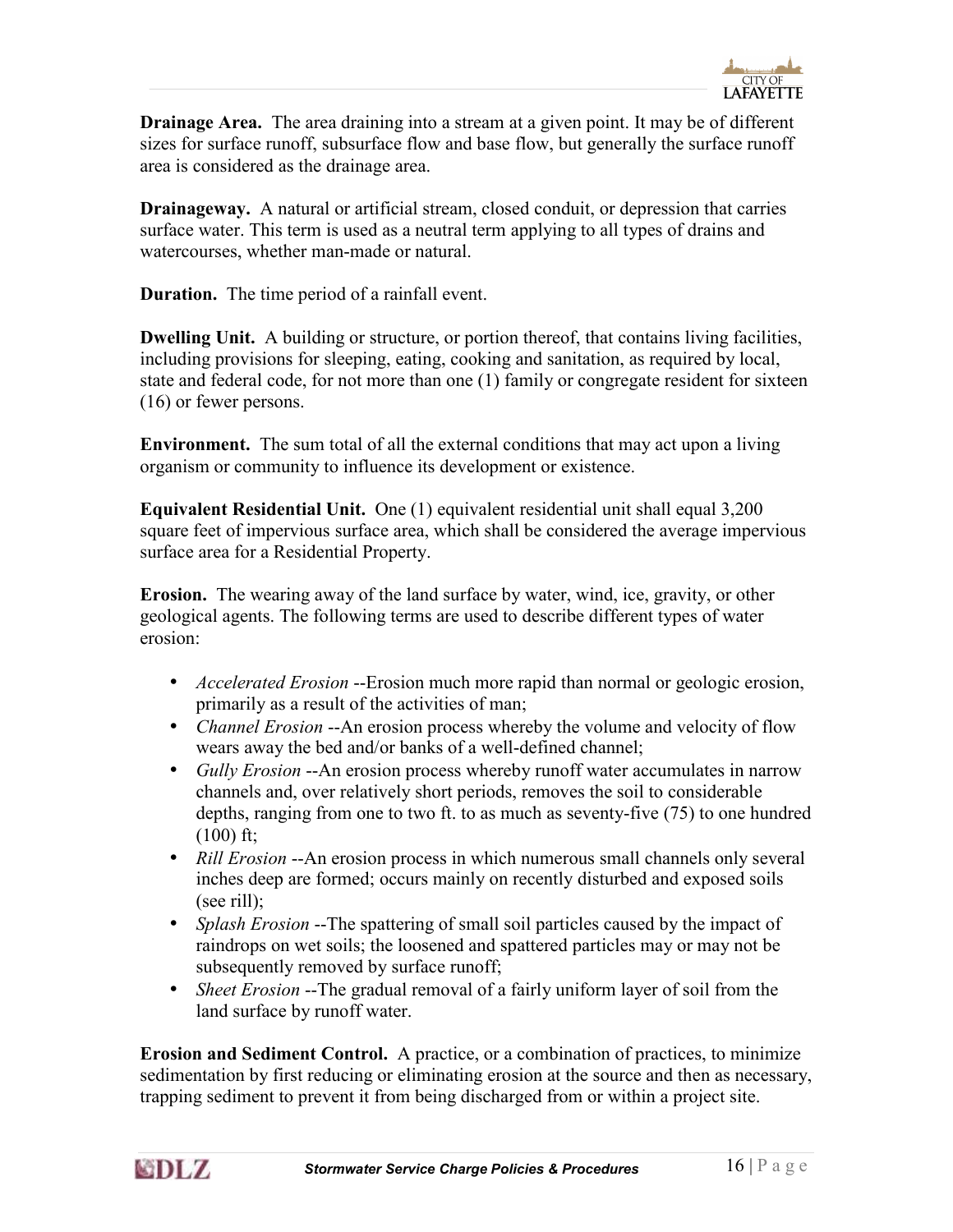**Drainage Area.** The area draining into a stream at a given point. It may be of different sizes for surface runoff, subsurface flow and base flow, but generally the surface runoff area is considered as the drainage area.

**Drainageway.** A natural or artificial stream, closed conduit, or depression that carries surface water. This term is used as a neutral term applying to all types of drains and watercourses, whether man-made or natural.

**Duration.** The time period of a rainfall event.

**Dwelling Unit.** A building or structure, or portion thereof, that contains living facilities, including provisions for sleeping, eating, cooking and sanitation, as required by local, state and federal code, for not more than one (1) family or congregate resident for sixteen (16) or fewer persons.

**Environment.** The sum total of all the external conditions that may act upon a living organism or community to influence its development or existence.

**Equivalent Residential Unit.** One (1) equivalent residential unit shall equal 3,200 square feet of impervious surface area, which shall be considered the average impervious surface area for a Residential Property.

**Erosion.** The wearing away of the land surface by water, wind, ice, gravity, or other geological agents. The following terms are used to describe different types of water erosion:

- *Accelerated Erosion* --Erosion much more rapid than normal or geologic erosion, primarily as a result of the activities of man;
- *Channel Erosion* --An erosion process whereby the volume and velocity of flow wears away the bed and/or banks of a well-defined channel;
- *Gully Erosion* --An erosion process whereby runoff water accumulates in narrow channels and, over relatively short periods, removes the soil to considerable depths, ranging from one to two ft. to as much as seventy-five (75) to one hundred (100) ft;
- *Rill Erosion* --An erosion process in which numerous small channels only several inches deep are formed; occurs mainly on recently disturbed and exposed soils (see rill);
- *Splash Erosion* --The spattering of small soil particles caused by the impact of raindrops on wet soils; the loosened and spattered particles may or may not be subsequently removed by surface runoff;
- *Sheet Erosion* --The gradual removal of a fairly uniform layer of soil from the land surface by runoff water.

**Erosion and Sediment Control.** A practice, or a combination of practices, to minimize sedimentation by first reducing or eliminating erosion at the source and then as necessary, trapping sediment to prevent it from being discharged from or within a project site.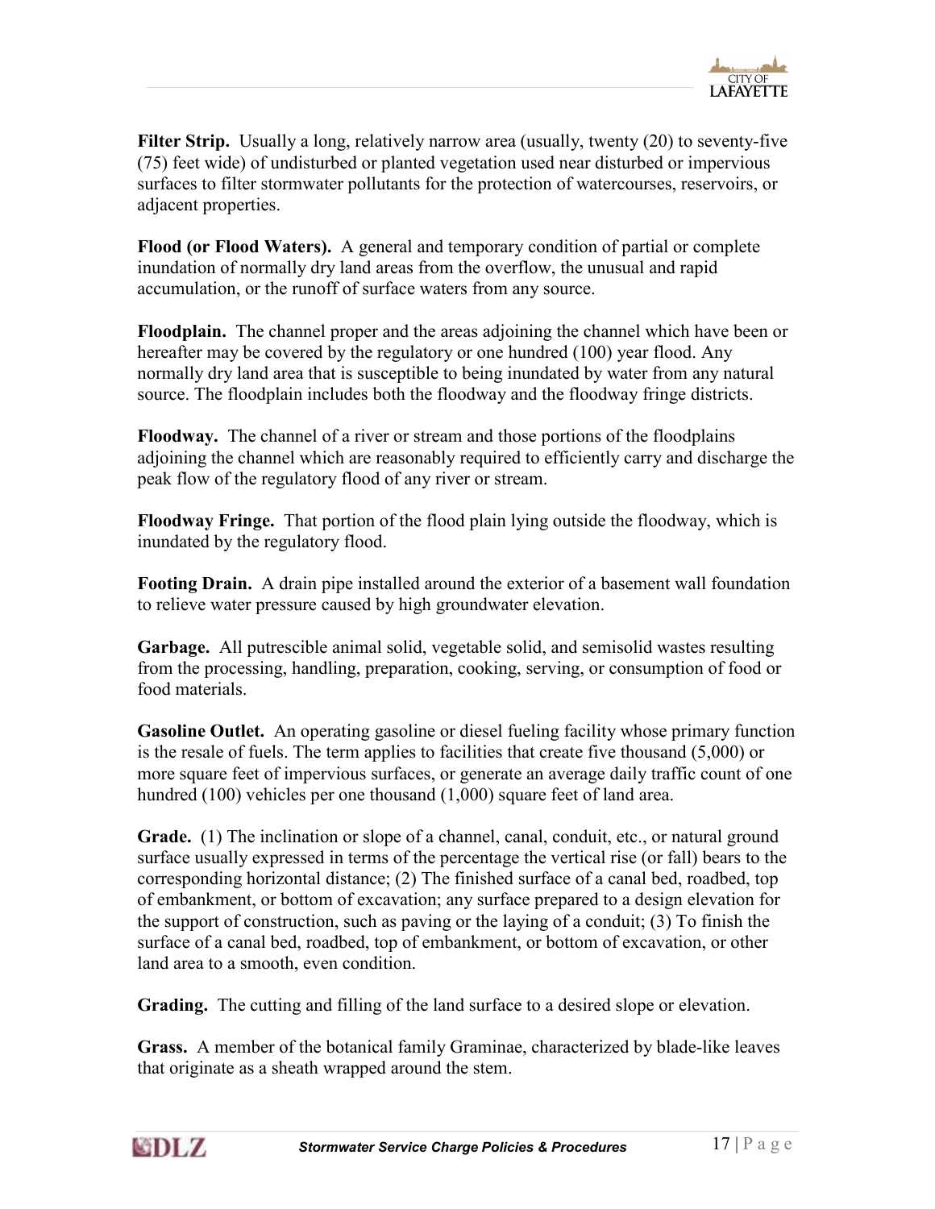**Filter Strip.** Usually a long, relatively narrow area (usually, twenty (20) to seventy-five (75) feet wide) of undisturbed or planted vegetation used near disturbed or impervious surfaces to filter stormwater pollutants for the protection of watercourses, reservoirs, or adjacent properties.

**Flood (or Flood Waters).** A general and temporary condition of partial or complete inundation of normally dry land areas from the overflow, the unusual and rapid accumulation, or the runoff of surface waters from any source.

**Floodplain.** The channel proper and the areas adjoining the channel which have been or hereafter may be covered by the regulatory or one hundred (100) year flood. Any normally dry land area that is susceptible to being inundated by water from any natural source. The floodplain includes both the floodway and the floodway fringe districts.

**Floodway.** The channel of a river or stream and those portions of the floodplains adjoining the channel which are reasonably required to efficiently carry and discharge the peak flow of the regulatory flood of any river or stream.

**Floodway Fringe.** That portion of the flood plain lying outside the floodway, which is inundated by the regulatory flood.

**Footing Drain.** A drain pipe installed around the exterior of a basement wall foundation to relieve water pressure caused by high groundwater elevation.

**Garbage.** All putrescible animal solid, vegetable solid, and semisolid wastes resulting from the processing, handling, preparation, cooking, serving, or consumption of food or food materials.

**Gasoline Outlet.** An operating gasoline or diesel fueling facility whose primary function is the resale of fuels. The term applies to facilities that create five thousand (5,000) or more square feet of impervious surfaces, or generate an average daily traffic count of one hundred (100) vehicles per one thousand (1,000) square feet of land area.

**Grade.** (1) The inclination or slope of a channel, canal, conduit, etc., or natural ground surface usually expressed in terms of the percentage the vertical rise (or fall) bears to the corresponding horizontal distance; (2) The finished surface of a canal bed, roadbed, top of embankment, or bottom of excavation; any surface prepared to a design elevation for the support of construction, such as paving or the laying of a conduit; (3) To finish the surface of a canal bed, roadbed, top of embankment, or bottom of excavation, or other land area to a smooth, even condition.

**Grading.** The cutting and filling of the land surface to a desired slope or elevation.

**Grass.** A member of the botanical family Graminae, characterized by blade-like leaves that originate as a sheath wrapped around the stem.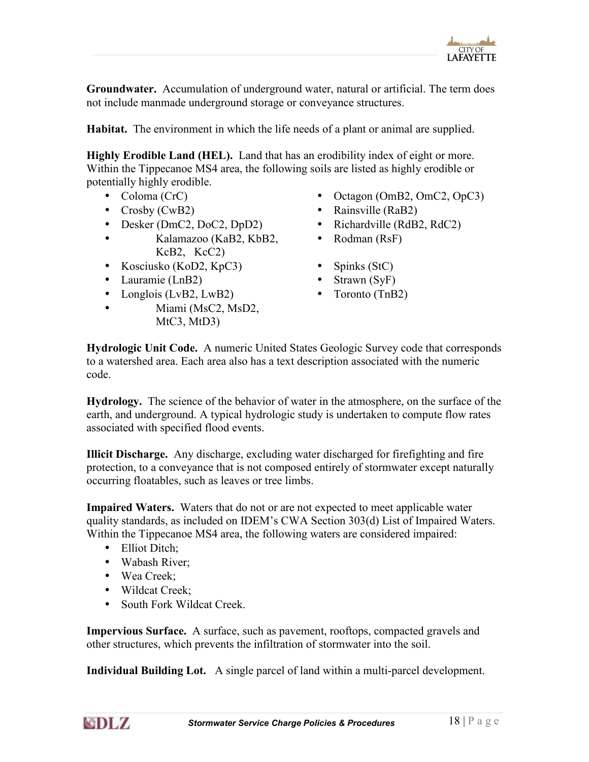**Groundwater.** Accumulation of underground water, natural or artificial. The term does not include manmade underground storage or conveyance structures.

**Habitat.** The environment in which the life needs of a plant or animal are supplied.

**Highly Erodible Land (HEL).** Land that has an erodibility index of eight or more. Within the Tippecanoe MS4 area, the following soils are listed as highly erodible or potentially highly erodible.

- Coloma (CrC)
- Crosby (CwB2)
- Desker (DmC2, DoC2, DpD2)
- Kalamazoo (KaB2, KbB2, KcB2, KcC2)
- Kosciusko (KoD2, KpC3)
- Lauramie (LnB2)
- Longlois (LvB2, LwB2)
- Miami (MsC2, MsD2, MtC3, MtD3)
- Octagon (OmB2, OmC2, OpC3)
- Rainsville (RaB2)
- Richardville (RdB2, RdC2)
- Rodman (RsF)
- Spinks (StC)
- Strawn (SyF)
- Toronto (TnB2)

**Hydrologic Unit Code.** A numeric United States Geologic Survey code that corresponds to a watershed area. Each area also has a text description associated with the numeric code.

**Hydrology.** The science of the behavior of water in the atmosphere, on the surface of the earth, and underground. A typical hydrologic study is undertaken to compute flow rates associated with specified flood events.

**Illicit Discharge.** Any discharge, excluding water discharged for firefighting and fire protection, to a conveyance that is not composed entirely of stormwater except naturally occurring floatables, such as leaves or tree limbs.

**Impaired Waters.** Waters that do not or are not expected to meet applicable water quality standards, as included on IDEM's CWA Section 303(d) List of Impaired Waters. Within the Tippecanoe MS4 area, the following waters are considered impaired:

- Elliot Ditch;
- Wabash River;
- Wea Creek;
- Wildcat Creek;
- South Fork Wildcat Creek.

**Impervious Surface.** A surface, such as pavement, rooftops, compacted gravels and other structures, which prevents the infiltration of stormwater into the soil.

**Individual Building Lot.** A single parcel of land within a multi-parcel development.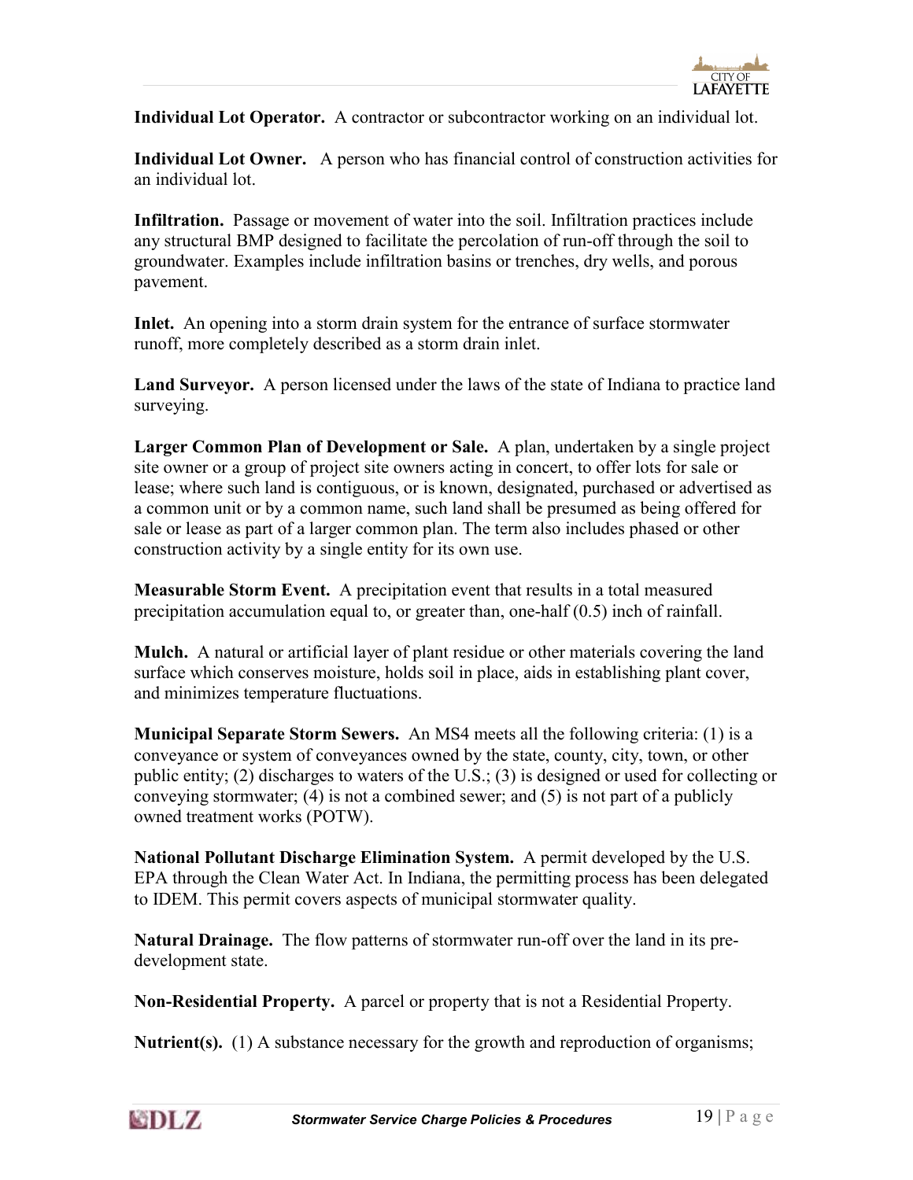**Individual Lot Operator.** A contractor or subcontractor working on an individual lot.

**Individual Lot Owner.** A person who has financial control of construction activities for an individual lot.

**Infiltration.** Passage or movement of water into the soil. Infiltration practices include any structural BMP designed to facilitate the percolation of run-off through the soil to groundwater. Examples include infiltration basins or trenches, dry wells, and porous pavement.

**Inlet.** An opening into a storm drain system for the entrance of surface stormwater runoff, more completely described as a storm drain inlet.

**Land Surveyor.** A person licensed under the laws of the state of Indiana to practice land surveying.

**Larger Common Plan of Development or Sale.** A plan, undertaken by a single project site owner or a group of project site owners acting in concert, to offer lots for sale or lease; where such land is contiguous, or is known, designated, purchased or advertised as a common unit or by a common name, such land shall be presumed as being offered for sale or lease as part of a larger common plan. The term also includes phased or other construction activity by a single entity for its own use.

**Measurable Storm Event.** A precipitation event that results in a total measured precipitation accumulation equal to, or greater than, one-half (0.5) inch of rainfall.

**Mulch.** A natural or artificial layer of plant residue or other materials covering the land surface which conserves moisture, holds soil in place, aids in establishing plant cover, and minimizes temperature fluctuations.

**Municipal Separate Storm Sewers.** An MS4 meets all the following criteria: (1) is a conveyance or system of conveyances owned by the state, county, city, town, or other public entity; (2) discharges to waters of the U.S.; (3) is designed or used for collecting or conveying stormwater; (4) is not a combined sewer; and (5) is not part of a publicly owned treatment works (POTW).

**National Pollutant Discharge Elimination System.** A permit developed by the U.S. EPA through the Clean Water Act. In Indiana, the permitting process has been delegated to IDEM. This permit covers aspects of municipal stormwater quality.

**Natural Drainage.** The flow patterns of stormwater run-off over the land in its pre-development state.

**Non-Residential Property.** A parcel or property that is not a Residential Property.

**Nutrient(s).** (1) A substance necessary for the growth and reproduction of organisms;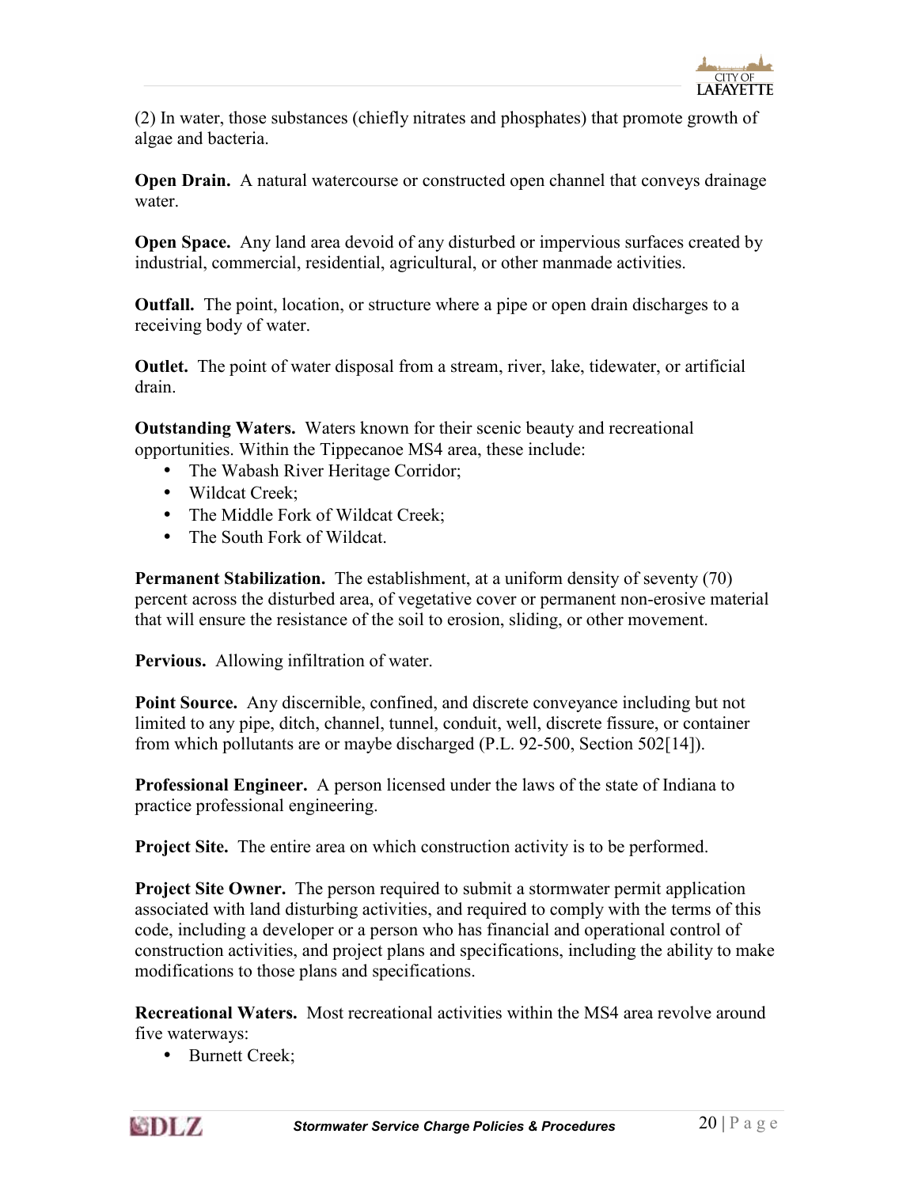(2) In water, those substances (chiefly nitrates and phosphates) that promote growth of algae and bacteria.

**Open Drain.** A natural watercourse or constructed open channel that conveys drainage water.

**Open Space.** Any land area devoid of any disturbed or impervious surfaces created by industrial, commercial, residential, agricultural, or other manmade activities.

**Outfall.** The point, location, or structure where a pipe or open drain discharges to a receiving body of water.

**Outlet.** The point of water disposal from a stream, river, lake, tidewater, or artificial drain.

**Outstanding Waters.** Waters known for their scenic beauty and recreational opportunities. Within the Tippecanoe MS4 area, these include:

- The Wabash River Heritage Corridor;
- Wildcat Creek;
- The Middle Fork of Wildcat Creek;
- The South Fork of Wildcat.

**Permanent Stabilization.** The establishment, at a uniform density of seventy (70) percent across the disturbed area, of vegetative cover or permanent non-erosive material that will ensure the resistance of the soil to erosion, sliding, or other movement.

**Pervious.** Allowing infiltration of water.

**Point Source.** Any discernible, confined, and discrete conveyance including but not limited to any pipe, ditch, channel, tunnel, conduit, well, discrete fissure, or container from which pollutants are or maybe discharged (P.L. 92-500, Section 502[14]).

**Professional Engineer.** A person licensed under the laws of the state of Indiana to practice professional engineering.

**Project Site.** The entire area on which construction activity is to be performed.

**Project Site Owner.** The person required to submit a stormwater permit application associated with land disturbing activities, and required to comply with the terms of this code, including a developer or a person who has financial and operational control of construction activities, and project plans and specifications, including the ability to make modifications to those plans and specifications.

**Recreational Waters.** Most recreational activities within the MS4 area revolve around five waterways:

- Burnett Creek;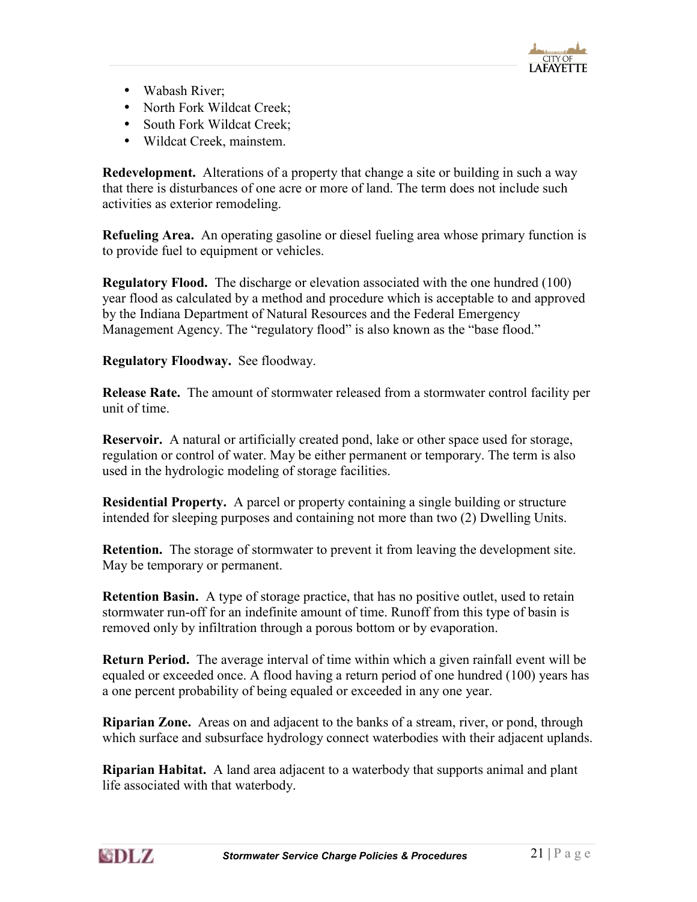- Wabash River;
- North Fork Wildcat Creek;
- South Fork Wildcat Creek;
- Wildcat Creek, mainstem.

**Redevelopment.** Alterations of a property that change a site or building in such a way that there is disturbances of one acre or more of land. The term does not include such activities as exterior remodeling.

**Refueling Area.** An operating gasoline or diesel fueling area whose primary function is to provide fuel to equipment or vehicles.

**Regulatory Flood.** The discharge or elevation associated with the one hundred (100) year flood as calculated by a method and procedure which is acceptable to and approved by the Indiana Department of Natural Resources and the Federal Emergency Management Agency. The "regulatory flood" is also known as the "base flood."

**Regulatory Floodway.** See floodway.

**Release Rate.** The amount of stormwater released from a stormwater control facility per unit of time.

**Reservoir.** A natural or artificially created pond, lake or other space used for storage, regulation or control of water. May be either permanent or temporary. The term is also used in the hydrologic modeling of storage facilities.

**Residential Property.** A parcel or property containing a single building or structure intended for sleeping purposes and containing not more than two (2) Dwelling Units.

**Retention.** The storage of stormwater to prevent it from leaving the development site. May be temporary or permanent.

**Retention Basin.** A type of storage practice, that has no positive outlet, used to retain stormwater run-off for an indefinite amount of time. Runoff from this type of basin is removed only by infiltration through a porous bottom or by evaporation.

**Return Period.** The average interval of time within which a given rainfall event will be equaled or exceeded once. A flood having a return period of one hundred (100) years has a one percent probability of being equaled or exceeded in any one year.

**Riparian Zone.** Areas on and adjacent to the banks of a stream, river, or pond, through which surface and subsurface hydrology connect waterbodies with their adjacent uplands.

**Riparian Habitat.** A land area adjacent to a waterbody that supports animal and plant life associated with that waterbody.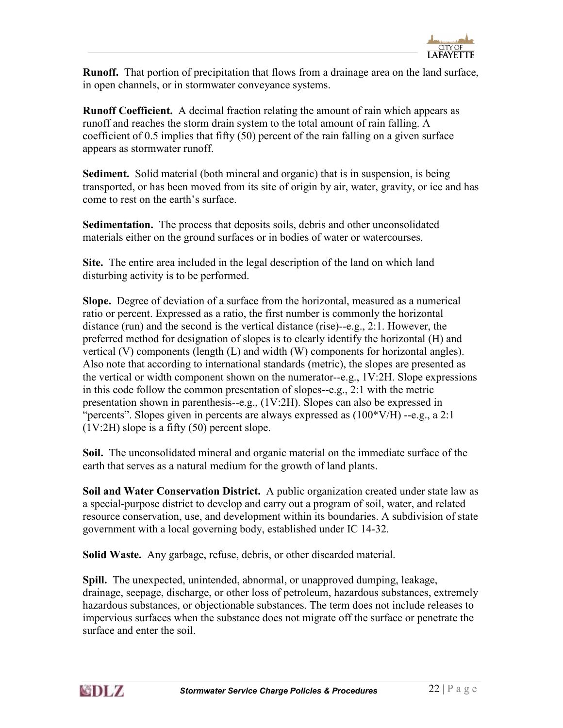**Runoff.** That portion of precipitation that flows from a drainage area on the land surface, in open channels, or in stormwater conveyance systems.

**Runoff Coefficient.** A decimal fraction relating the amount of rain which appears as runoff and reaches the storm drain system to the total amount of rain falling. A coefficient of 0.5 implies that fifty (50) percent of the rain falling on a given surface appears as stormwater runoff.

**Sediment.** Solid material (both mineral and organic) that is in suspension, is being transported, or has been moved from its site of origin by air, water, gravity, or ice and has come to rest on the earth's surface.

**Sedimentation.** The process that deposits soils, debris and other unconsolidated materials either on the ground surfaces or in bodies of water or watercourses.

**Site.** The entire area included in the legal description of the land on which land disturbing activity is to be performed.

**Slope.** Degree of deviation of a surface from the horizontal, measured as a numerical ratio or percent. Expressed as a ratio, the first number is commonly the horizontal distance (run) and the second is the vertical distance (rise)--e.g., 2:1. However, the preferred method for designation of slopes is to clearly identify the horizontal (H) and vertical (V) components (length (L) and width (W) components for horizontal angles). Also note that according to international standards (metric), the slopes are presented as the vertical or width component shown on the numerator--e.g., 1V:2H. Slope expressions in this code follow the common presentation of slopes--e.g., 2:1 with the metric presentation shown in parenthesis--e.g., (1V:2H). Slopes can also be expressed in "percents". Slopes given in percents are always expressed as (100*V/H) --e.g., a 2:1 (1V:2H) slope is a fifty (50) percent slope.

**Soil.** The unconsolidated mineral and organic material on the immediate surface of the earth that serves as a natural medium for the growth of land plants.

**Soil and Water Conservation District.** A public organization created under state law as a special-purpose district to develop and carry out a program of soil, water, and related resource conservation, use, and development within its boundaries. A subdivision of state government with a local governing body, established under IC 14-32.

**Solid Waste.** Any garbage, refuse, debris, or other discarded material.

**Spill.** The unexpected, unintended, abnormal, or unapproved dumping, leakage, drainage, seepage, discharge, or other loss of petroleum, hazardous substances, extremely hazardous substances, or objectionable substances. The term does not include releases to impervious surfaces when the substance does not migrate off the surface or penetrate the surface and enter the soil.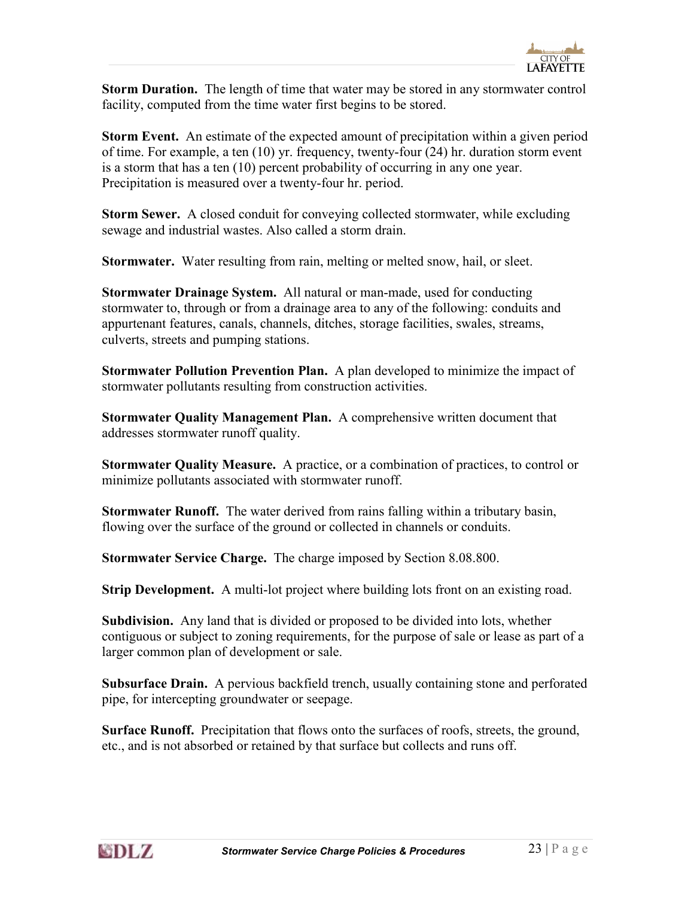**Storm Duration.** The length of time that water may be stored in any stormwater control facility, computed from the time water first begins to be stored.

**Storm Event.** An estimate of the expected amount of precipitation within a given period of time. For example, a ten (10) yr. frequency, twenty-four (24) hr. duration storm event is a storm that has a ten (10) percent probability of occurring in any one year. Precipitation is measured over a twenty-four hr. period.

**Storm Sewer.** A closed conduit for conveying collected stormwater, while excluding sewage and industrial wastes. Also called a storm drain.

**Stormwater.** Water resulting from rain, melting or melted snow, hail, or sleet.

**Stormwater Drainage System.** All natural or man-made, used for conducting stormwater to, through or from a drainage area to any of the following: conduits and appurtenant features, canals, channels, ditches, storage facilities, swales, streams, culverts, streets and pumping stations.

**Stormwater Pollution Prevention Plan.** A plan developed to minimize the impact of stormwater pollutants resulting from construction activities.

**Stormwater Quality Management Plan.** A comprehensive written document that addresses stormwater runoff quality.

**Stormwater Quality Measure.** A practice, or a combination of practices, to control or minimize pollutants associated with stormwater runoff.

**Stormwater Runoff.** The water derived from rains falling within a tributary basin, flowing over the surface of the ground or collected in channels or conduits.

**Stormwater Service Charge.** The charge imposed by Section 8.08.800.

**Strip Development.** A multi-lot project where building lots front on an existing road.

**Subdivision.** Any land that is divided or proposed to be divided into lots, whether contiguous or subject to zoning requirements, for the purpose of sale or lease as part of a larger common plan of development or sale.

**Subsurface Drain.** A pervious backfield trench, usually containing stone and perforated pipe, for intercepting groundwater or seepage.

**Surface Runoff.** Precipitation that flows onto the surfaces of roofs, streets, the ground, etc., and is not absorbed or retained by that surface but collects and runs off.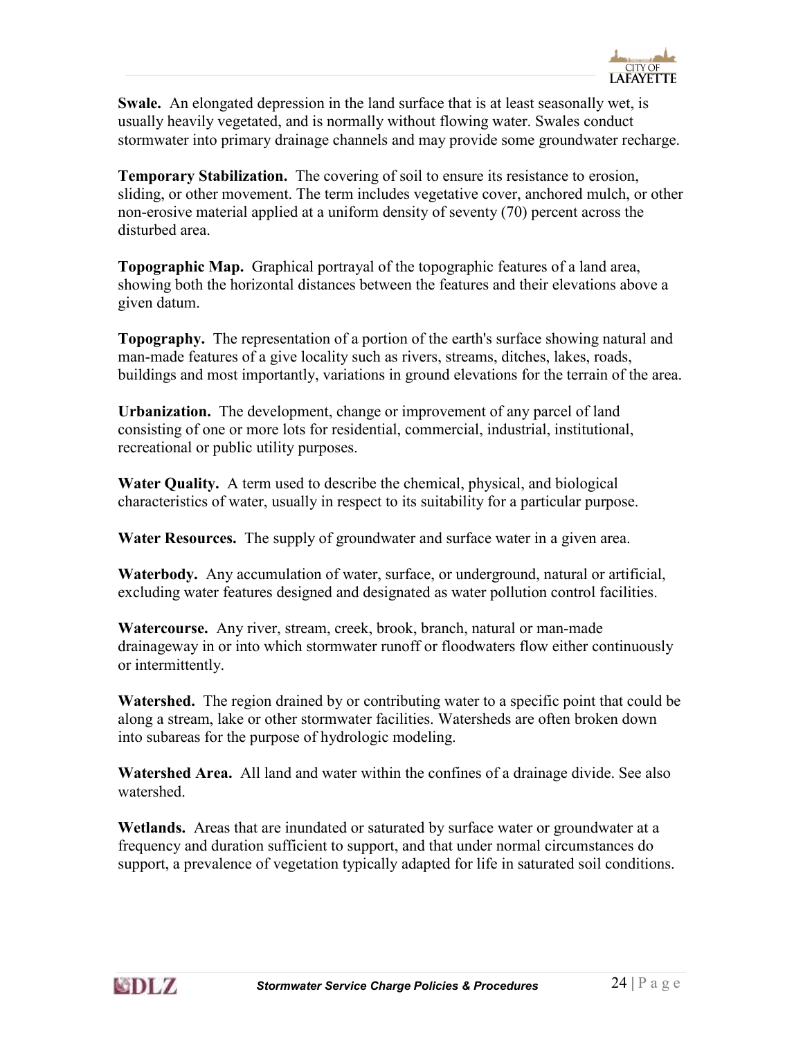**Swale.** An elongated depression in the land surface that is at least seasonally wet, is usually heavily vegetated, and is normally without flowing water. Swales conduct stormwater into primary drainage channels and may provide some groundwater recharge.

**Temporary Stabilization.** The covering of soil to ensure its resistance to erosion, sliding, or other movement. The term includes vegetative cover, anchored mulch, or other non-erosive material applied at a uniform density of seventy (70) percent across the disturbed area.

**Topographic Map.** Graphical portrayal of the topographic features of a land area, showing both the horizontal distances between the features and their elevations above a given datum.

**Topography.** The representation of a portion of the earth's surface showing natural and man-made features of a give locality such as rivers, streams, ditches, lakes, roads, buildings and most importantly, variations in ground elevations for the terrain of the area.

**Urbanization.** The development, change or improvement of any parcel of land consisting of one or more lots for residential, commercial, industrial, institutional, recreational or public utility purposes.

**Water Quality.** A term used to describe the chemical, physical, and biological characteristics of water, usually in respect to its suitability for a particular purpose.

**Water Resources.** The supply of groundwater and surface water in a given area.

**Waterbody.** Any accumulation of water, surface, or underground, natural or artificial, excluding water features designed and designated as water pollution control facilities.

**Watercourse.** Any river, stream, creek, brook, branch, natural or man-made drainageway in or into which stormwater runoff or floodwaters flow either continuously or intermittently.

**Watershed.** The region drained by or contributing water to a specific point that could be along a stream, lake or other stormwater facilities. Watersheds are often broken down into subareas for the purpose of hydrologic modeling.

**Watershed Area.** All land and water within the confines of a drainage divide. See also watershed.

**Wetlands.** Areas that are inundated or saturated by surface water or groundwater at a frequency and duration sufficient to support, and that under normal circumstances do support, a prevalence of vegetation typically adapted for life in saturated soil conditions.